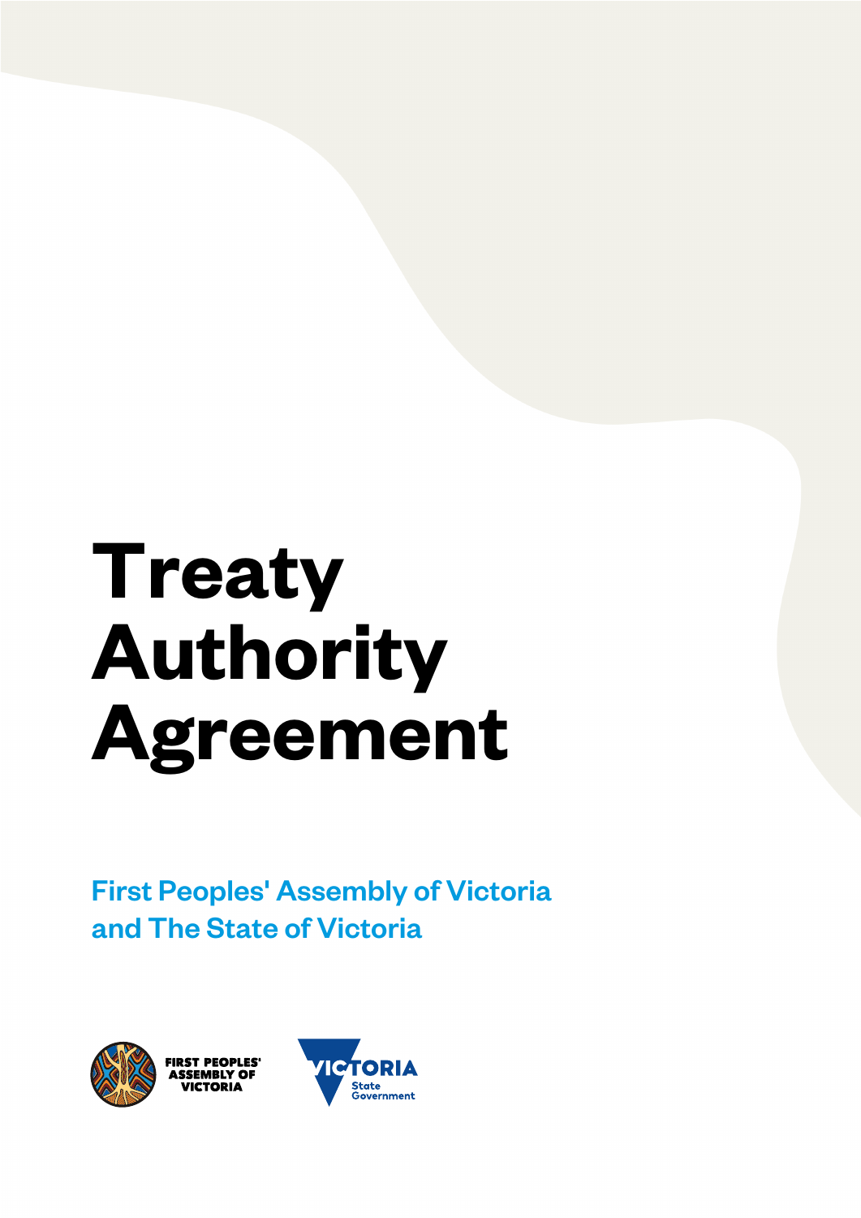# Treaty Authority Agreement

**First Peoples' Assembly of Victoria and The State of Victoria**

FIRST PEOPLES' ASSEMBLY OF VICTORIA

VICTORIA State Government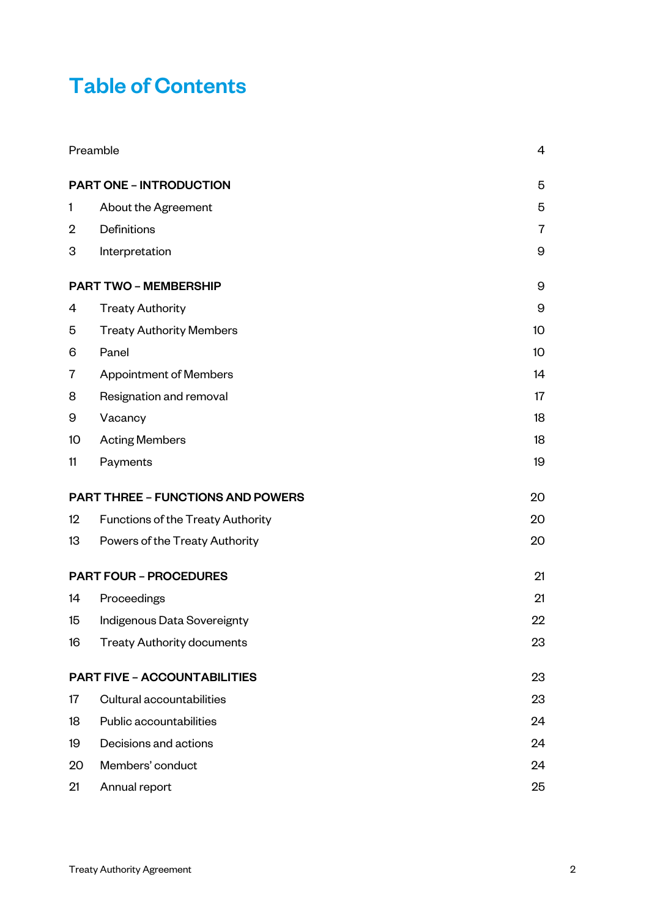# Table of Contents

| | | |
|---|---|---|
| Preamble | | 4 |
| **PART ONE – INTRODUCTION** | | 5 |
| 1 | About the Agreement | 5 |
| 2 | Definitions | 7 |
| 3 | Interpretation | 9 |
| **PART TWO – MEMBERSHIP** | | 9 |
| 4 | Treaty Authority | 9 |
| 5 | Treaty Authority Members | 10 |
| 6 | Panel | 10 |
| 7 | Appointment of Members | 14 |
| 8 | Resignation and removal | 17 |
| 9 | Vacancy | 18 |
| 10 | Acting Members | 18 |
| 11 | Payments | 19 |
| **PART THREE – FUNCTIONS AND POWERS** | | 20 |
| 12 | Functions of the Treaty Authority | 20 |
| 13 | Powers of the Treaty Authority | 20 |
| **PART FOUR – PROCEDURES** | | 21 |
| 14 | Proceedings | 21 |
| 15 | Indigenous Data Sovereignty | 22 |
| 16 | Treaty Authority documents | 23 |
| **PART FIVE – ACCOUNTABILITIES** | | 23 |
| 17 | Cultural accountabilities | 23 |
| 18 | Public accountabilities | 24 |
| 19 | Decisions and actions | 24 |
| 20 | Members' conduct | 24 |
| 21 | Annual report | 25 |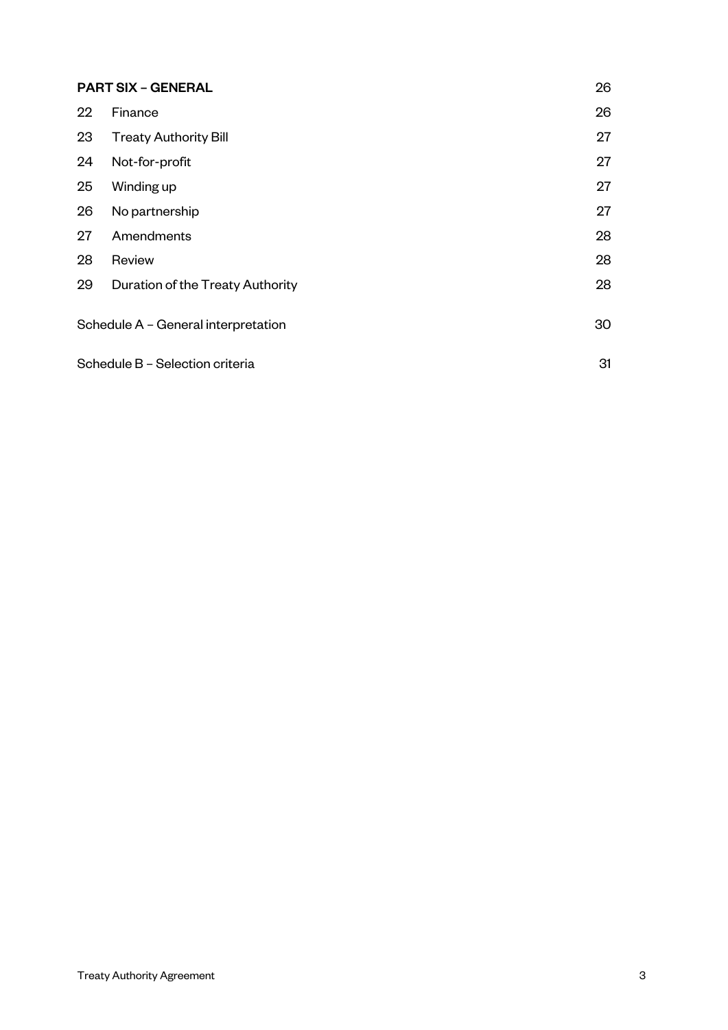| | | |
|---|---|---|
| **PART SIX – GENERAL** | | 26 |
| 22 | Finance | 26 |
| 23 | Treaty Authority Bill | 27 |
| 24 | Not-for-profit | 27 |
| 25 | Winding up | 27 |
| 26 | No partnership | 27 |
| 27 | Amendments | 28 |
| 28 | Review | 28 |
| 29 | Duration of the Treaty Authority | 28 |
| Schedule A – General interpretation | | 30 |
| Schedule B – Selection criteria | | 31 |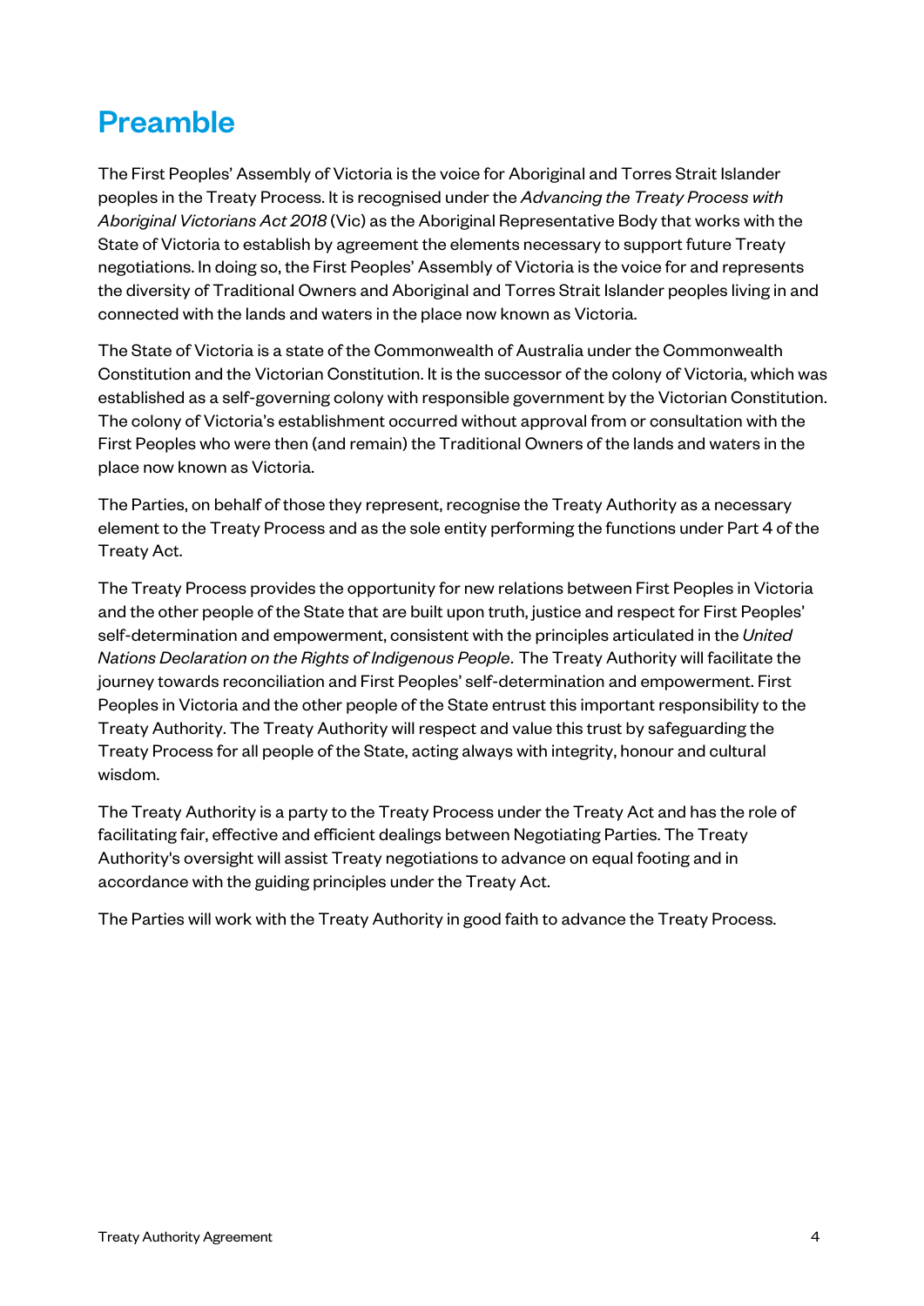# Preamble

The First Peoples' Assembly of Victoria is the voice for Aboriginal and Torres Strait Islander peoples in the Treaty Process. It is recognised under the *Advancing the Treaty Process with Aboriginal Victorians Act 2018* (Vic) as the Aboriginal Representative Body that works with the State of Victoria to establish by agreement the elements necessary to support future Treaty negotiations. In doing so, the First Peoples' Assembly of Victoria is the voice for and represents the diversity of Traditional Owners and Aboriginal and Torres Strait Islander peoples living in and connected with the lands and waters in the place now known as Victoria.

The State of Victoria is a state of the Commonwealth of Australia under the Commonwealth Constitution and the Victorian Constitution. It is the successor of the colony of Victoria, which was established as a self-governing colony with responsible government by the Victorian Constitution. The colony of Victoria's establishment occurred without approval from or consultation with the First Peoples who were then (and remain) the Traditional Owners of the lands and waters in the place now known as Victoria.

The Parties, on behalf of those they represent, recognise the Treaty Authority as a necessary element to the Treaty Process and as the sole entity performing the functions under Part 4 of the Treaty Act.

The Treaty Process provides the opportunity for new relations between First Peoples in Victoria and the other people of the State that are built upon truth, justice and respect for First Peoples' self-determination and empowerment, consistent with the principles articulated in the *United Nations Declaration on the Rights of Indigenous People*. The Treaty Authority will facilitate the journey towards reconciliation and First Peoples' self-determination and empowerment. First Peoples in Victoria and the other people of the State entrust this important responsibility to the Treaty Authority. The Treaty Authority will respect and value this trust by safeguarding the Treaty Process for all people of the State, acting always with integrity, honour and cultural wisdom.

The Treaty Authority is a party to the Treaty Process under the Treaty Act and has the role of facilitating fair, effective and efficient dealings between Negotiating Parties. The Treaty Authority's oversight will assist Treaty negotiations to advance on equal footing and in accordance with the guiding principles under the Treaty Act.

The Parties will work with the Treaty Authority in good faith to advance the Treaty Process.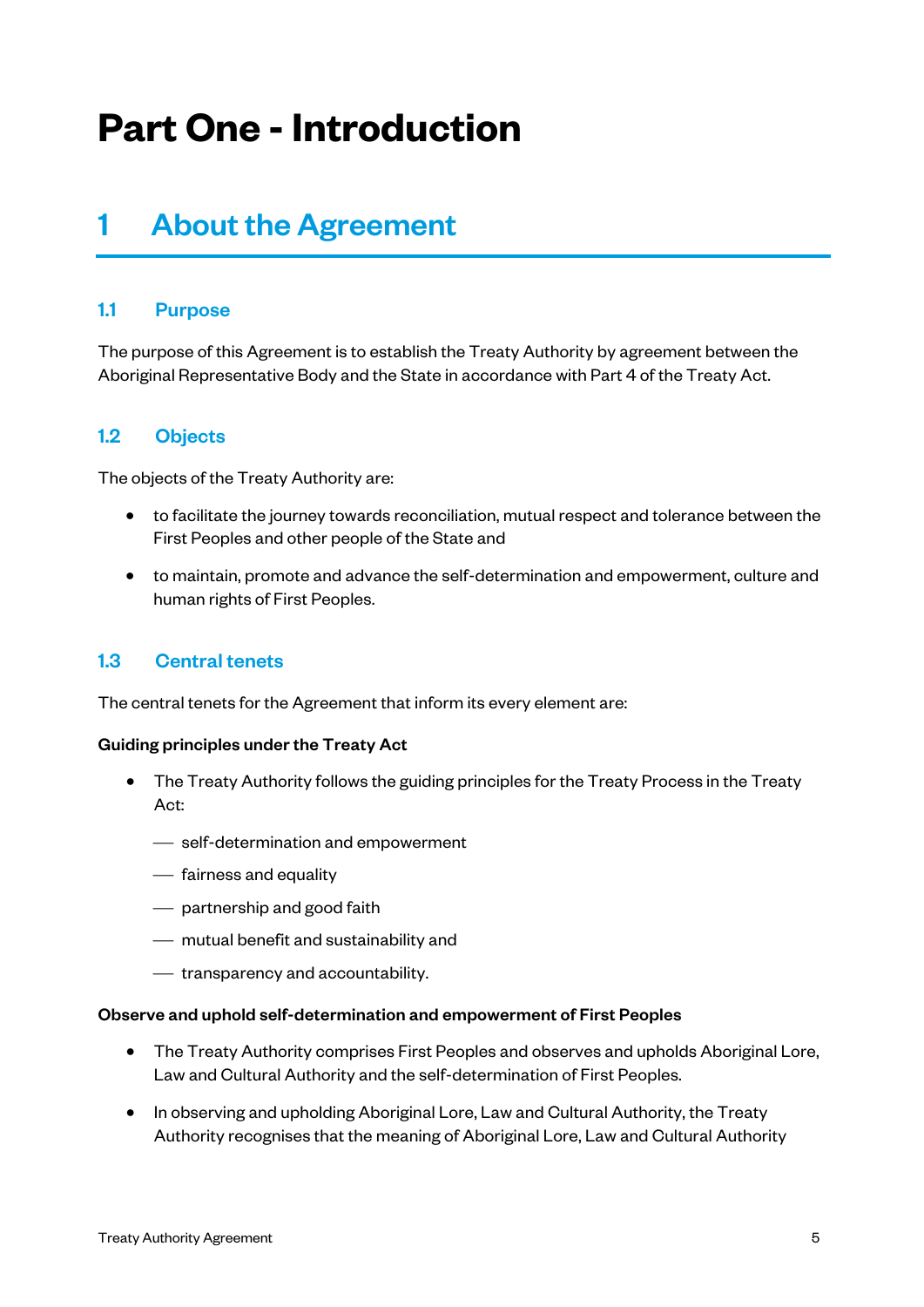# Part One - Introduction

## 1 About the Agreement

### 1.1 Purpose

The purpose of this Agreement is to establish the Treaty Authority by agreement between the Aboriginal Representative Body and the State in accordance with Part 4 of the Treaty Act.

### 1.2 Objects

The objects of the Treaty Authority are:

- to facilitate the journey towards reconciliation, mutual respect and tolerance between the First Peoples and other people of the State and
- to maintain, promote and advance the self-determination and empowerment, culture and human rights of First Peoples.

### 1.3 Central tenets

The central tenets for the Agreement that inform its every element are:

**Guiding principles under the Treaty Act**

- The Treaty Authority follows the guiding principles for the Treaty Process in the Treaty Act:
  - self-determination and empowerment
  - fairness and equality
  - partnership and good faith
  - mutual benefit and sustainability and
  - transparency and accountability.

**Observe and uphold self-determination and empowerment of First Peoples**

- The Treaty Authority comprises First Peoples and observes and upholds Aboriginal Lore, Law and Cultural Authority and the self-determination of First Peoples.
- In observing and upholding Aboriginal Lore, Law and Cultural Authority, the Treaty Authority recognises that the meaning of Aboriginal Lore, Law and Cultural Authority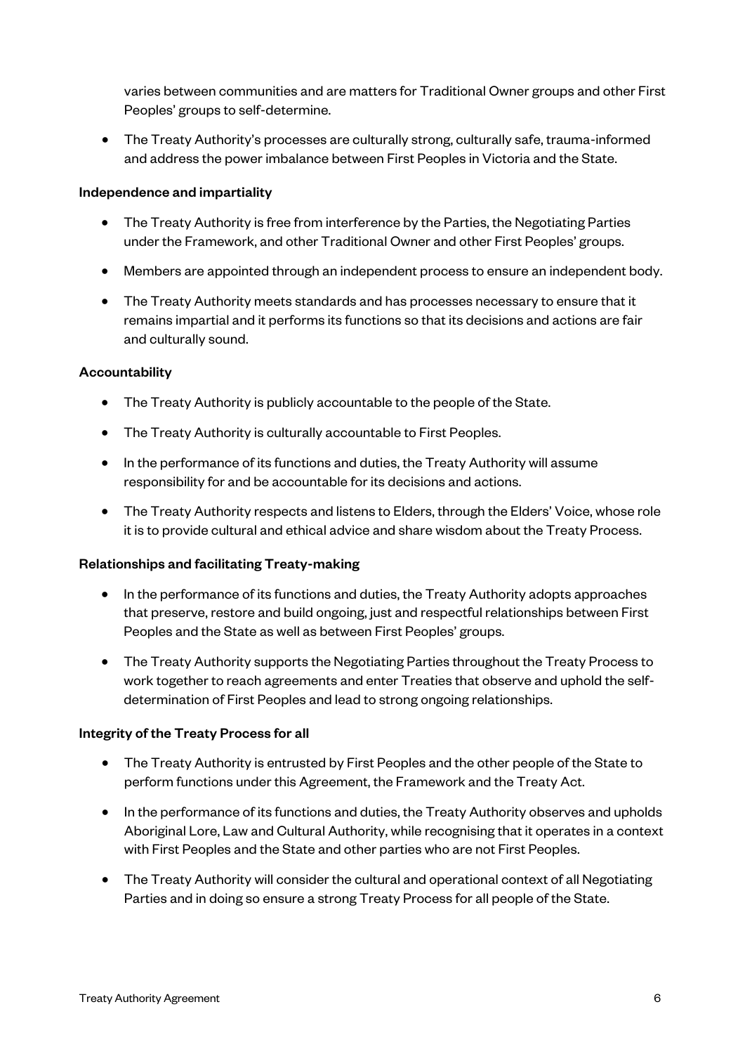varies between communities and are matters for Traditional Owner groups and other First Peoples' groups to self-determine.

- The Treaty Authority's processes are culturally strong, culturally safe, trauma-informed and address the power imbalance between First Peoples in Victoria and the State.

**Independence and impartiality**

- The Treaty Authority is free from interference by the Parties, the Negotiating Parties under the Framework, and other Traditional Owner and other First Peoples' groups.
- Members are appointed through an independent process to ensure an independent body.
- The Treaty Authority meets standards and has processes necessary to ensure that it remains impartial and it performs its functions so that its decisions and actions are fair and culturally sound.

**Accountability**

- The Treaty Authority is publicly accountable to the people of the State.
- The Treaty Authority is culturally accountable to First Peoples.
- In the performance of its functions and duties, the Treaty Authority will assume responsibility for and be accountable for its decisions and actions.
- The Treaty Authority respects and listens to Elders, through the Elders' Voice, whose role it is to provide cultural and ethical advice and share wisdom about the Treaty Process.

**Relationships and facilitating Treaty-making**

- In the performance of its functions and duties, the Treaty Authority adopts approaches that preserve, restore and build ongoing, just and respectful relationships between First Peoples and the State as well as between First Peoples' groups.
- The Treaty Authority supports the Negotiating Parties throughout the Treaty Process to work together to reach agreements and enter Treaties that observe and uphold the self-determination of First Peoples and lead to strong ongoing relationships.

**Integrity of the Treaty Process for all**

- The Treaty Authority is entrusted by First Peoples and the other people of the State to perform functions under this Agreement, the Framework and the Treaty Act.
- In the performance of its functions and duties, the Treaty Authority observes and upholds Aboriginal Lore, Law and Cultural Authority, while recognising that it operates in a context with First Peoples and the State and other parties who are not First Peoples.
- The Treaty Authority will consider the cultural and operational context of all Negotiating Parties and in doing so ensure a strong Treaty Process for all people of the State.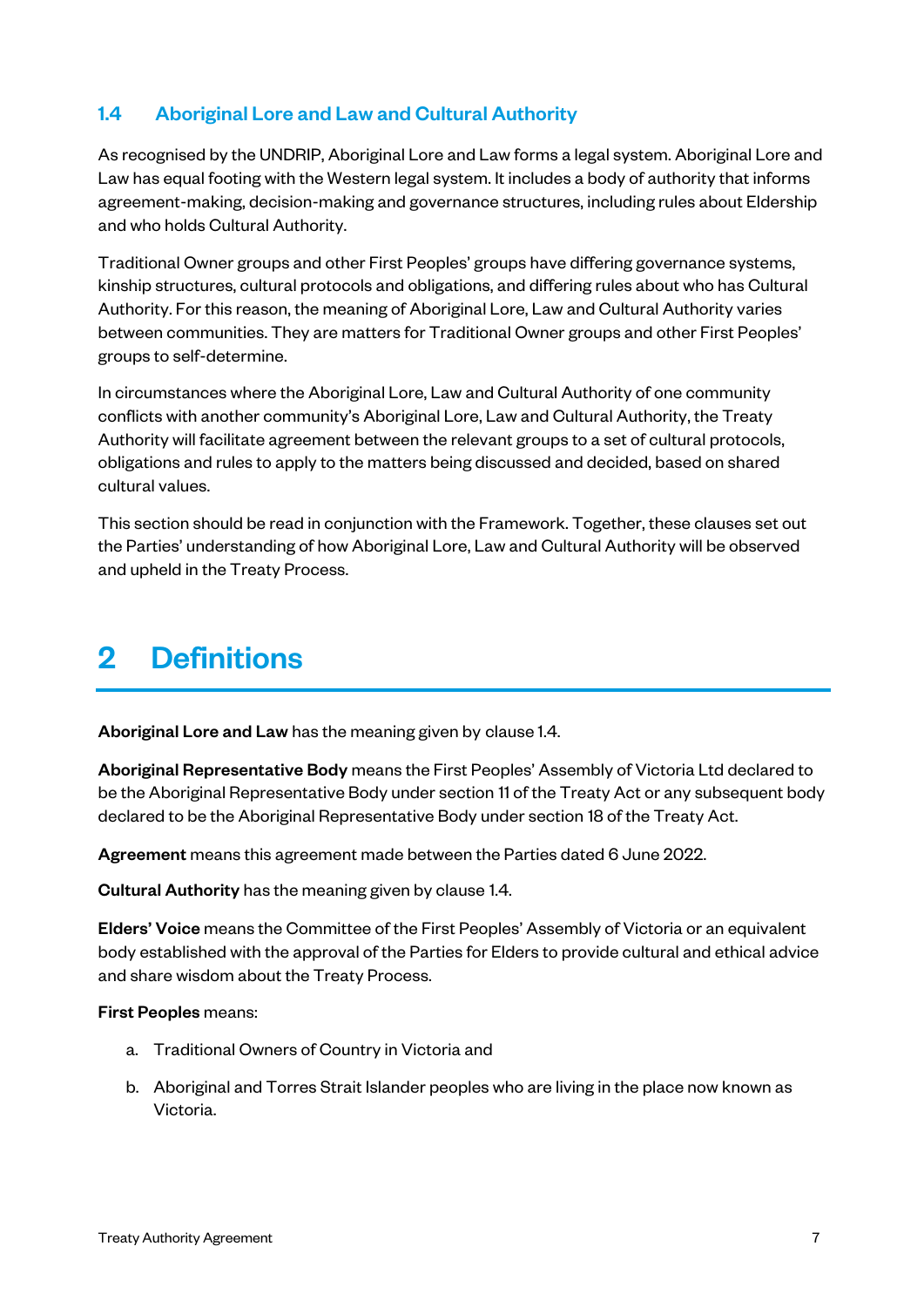### 1.4 Aboriginal Lore and Law and Cultural Authority

As recognised by the UNDRIP, Aboriginal Lore and Law forms a legal system. Aboriginal Lore and Law has equal footing with the Western legal system. It includes a body of authority that informs agreement-making, decision-making and governance structures, including rules about Eldership and who holds Cultural Authority.

Traditional Owner groups and other First Peoples' groups have differing governance systems, kinship structures, cultural protocols and obligations, and differing rules about who has Cultural Authority. For this reason, the meaning of Aboriginal Lore, Law and Cultural Authority varies between communities. They are matters for Traditional Owner groups and other First Peoples' groups to self-determine.

In circumstances where the Aboriginal Lore, Law and Cultural Authority of one community conflicts with another community's Aboriginal Lore, Law and Cultural Authority, the Treaty Authority will facilitate agreement between the relevant groups to a set of cultural protocols, obligations and rules to apply to the matters being discussed and decided, based on shared cultural values.

This section should be read in conjunction with the Framework. Together, these clauses set out the Parties' understanding of how Aboriginal Lore, Law and Cultural Authority will be observed and upheld in the Treaty Process.

# 2 Definitions

**Aboriginal Lore and Law** has the meaning given by clause 1.4.

**Aboriginal Representative Body** means the First Peoples' Assembly of Victoria Ltd declared to be the Aboriginal Representative Body under section 11 of the Treaty Act or any subsequent body declared to be the Aboriginal Representative Body under section 18 of the Treaty Act.

**Agreement** means this agreement made between the Parties dated 6 June 2022.

**Cultural Authority** has the meaning given by clause 1.4.

**Elders' Voice** means the Committee of the First Peoples' Assembly of Victoria or an equivalent body established with the approval of the Parties for Elders to provide cultural and ethical advice and share wisdom about the Treaty Process.

**First Peoples** means:

a. Traditional Owners of Country in Victoria and

b. Aboriginal and Torres Strait Islander peoples who are living in the place now known as Victoria.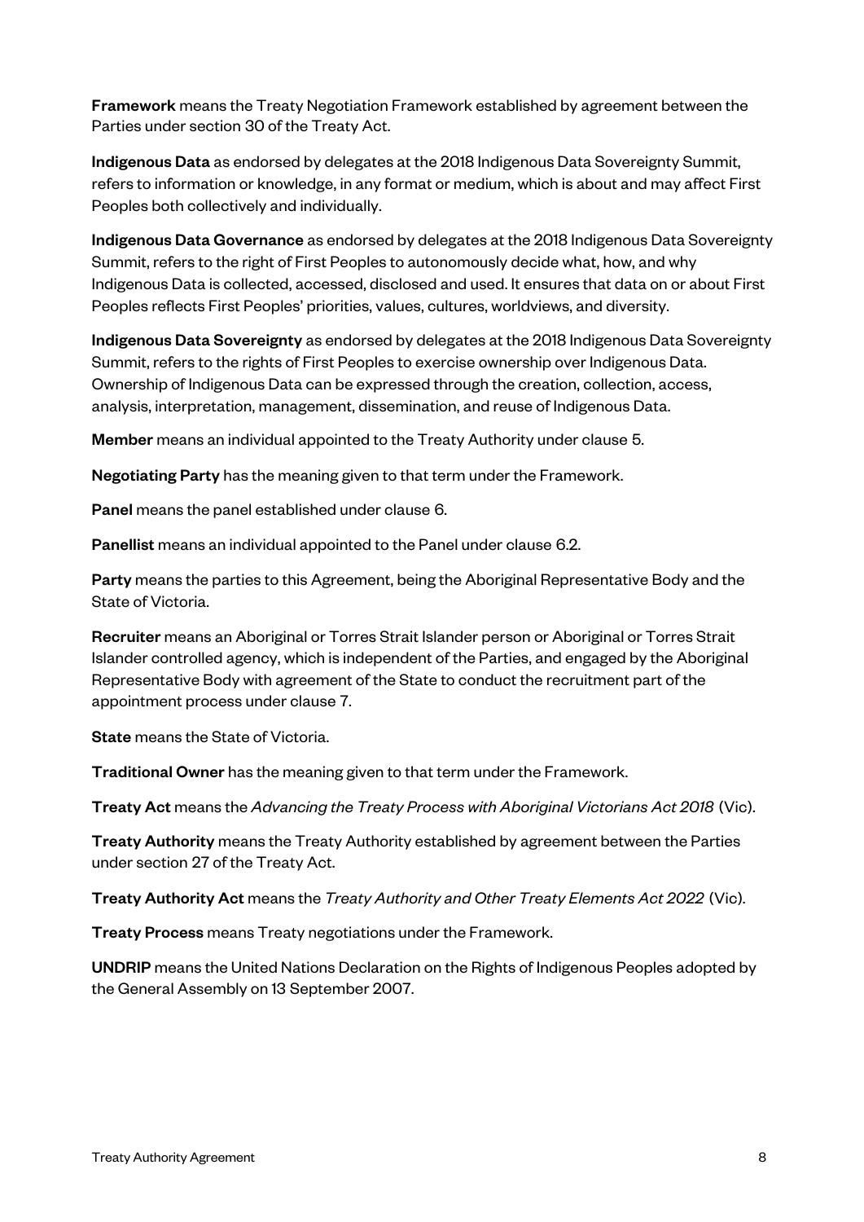**Framework** means the Treaty Negotiation Framework established by agreement between the Parties under section 30 of the Treaty Act.

**Indigenous Data** as endorsed by delegates at the 2018 Indigenous Data Sovereignty Summit, refers to information or knowledge, in any format or medium, which is about and may affect First Peoples both collectively and individually.

**Indigenous Data Governance** as endorsed by delegates at the 2018 Indigenous Data Sovereignty Summit, refers to the right of First Peoples to autonomously decide what, how, and why Indigenous Data is collected, accessed, disclosed and used. It ensures that data on or about First Peoples reflects First Peoples' priorities, values, cultures, worldviews, and diversity.

**Indigenous Data Sovereignty** as endorsed by delegates at the 2018 Indigenous Data Sovereignty Summit, refers to the rights of First Peoples to exercise ownership over Indigenous Data. Ownership of Indigenous Data can be expressed through the creation, collection, access, analysis, interpretation, management, dissemination, and reuse of Indigenous Data.

**Member** means an individual appointed to the Treaty Authority under clause 5.

**Negotiating Party** has the meaning given to that term under the Framework.

**Panel** means the panel established under clause 6.

**Panellist** means an individual appointed to the Panel under clause 6.2.

**Party** means the parties to this Agreement, being the Aboriginal Representative Body and the State of Victoria.

**Recruiter** means an Aboriginal or Torres Strait Islander person or Aboriginal or Torres Strait Islander controlled agency, which is independent of the Parties, and engaged by the Aboriginal Representative Body with agreement of the State to conduct the recruitment part of the appointment process under clause 7.

**State** means the State of Victoria.

**Traditional Owner** has the meaning given to that term under the Framework.

**Treaty Act** means the *Advancing the Treaty Process with Aboriginal Victorians Act 2018* (Vic).

**Treaty Authority** means the Treaty Authority established by agreement between the Parties under section 27 of the Treaty Act.

**Treaty Authority Act** means the *Treaty Authority and Other Treaty Elements Act 2022* (Vic).

**Treaty Process** means Treaty negotiations under the Framework.

**UNDRIP** means the United Nations Declaration on the Rights of Indigenous Peoples adopted by the General Assembly on 13 September 2007.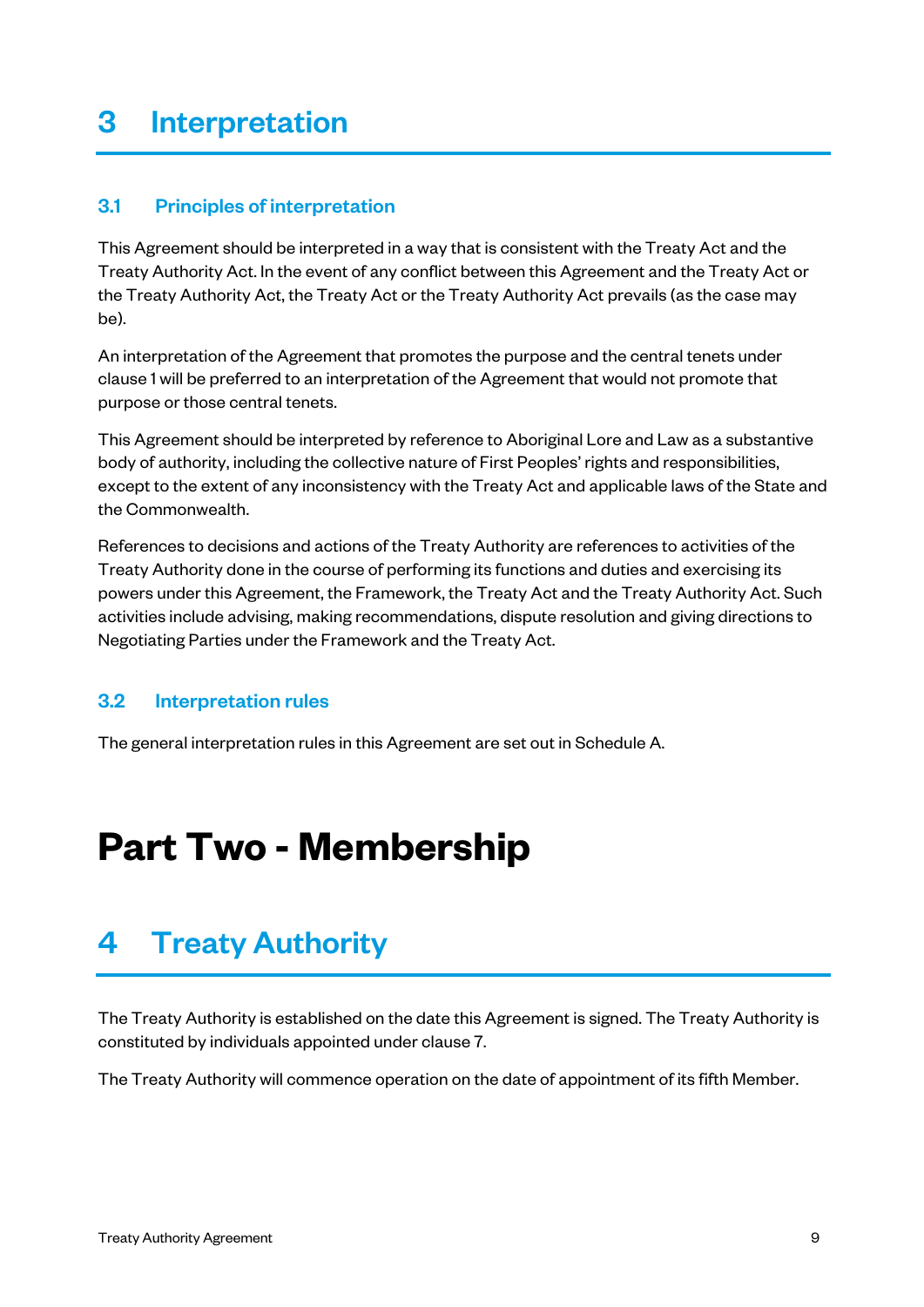## 3 Interpretation

### 3.1 Principles of interpretation

This Agreement should be interpreted in a way that is consistent with the Treaty Act and the Treaty Authority Act. In the event of any conflict between this Agreement and the Treaty Act or the Treaty Authority Act, the Treaty Act or the Treaty Authority Act prevails (as the case may be).

An interpretation of the Agreement that promotes the purpose and the central tenets under clause 1 will be preferred to an interpretation of the Agreement that would not promote that purpose or those central tenets.

This Agreement should be interpreted by reference to Aboriginal Lore and Law as a substantive body of authority, including the collective nature of First Peoples' rights and responsibilities, except to the extent of any inconsistency with the Treaty Act and applicable laws of the State and the Commonwealth.

References to decisions and actions of the Treaty Authority are references to activities of the Treaty Authority done in the course of performing its functions and duties and exercising its powers under this Agreement, the Framework, the Treaty Act and the Treaty Authority Act. Such activities include advising, making recommendations, dispute resolution and giving directions to Negotiating Parties under the Framework and the Treaty Act.

### 3.2 Interpretation rules

The general interpretation rules in this Agreement are set out in Schedule A.

# Part Two - Membership

## 4 Treaty Authority

The Treaty Authority is established on the date this Agreement is signed. The Treaty Authority is constituted by individuals appointed under clause 7.

The Treaty Authority will commence operation on the date of appointment of its fifth Member.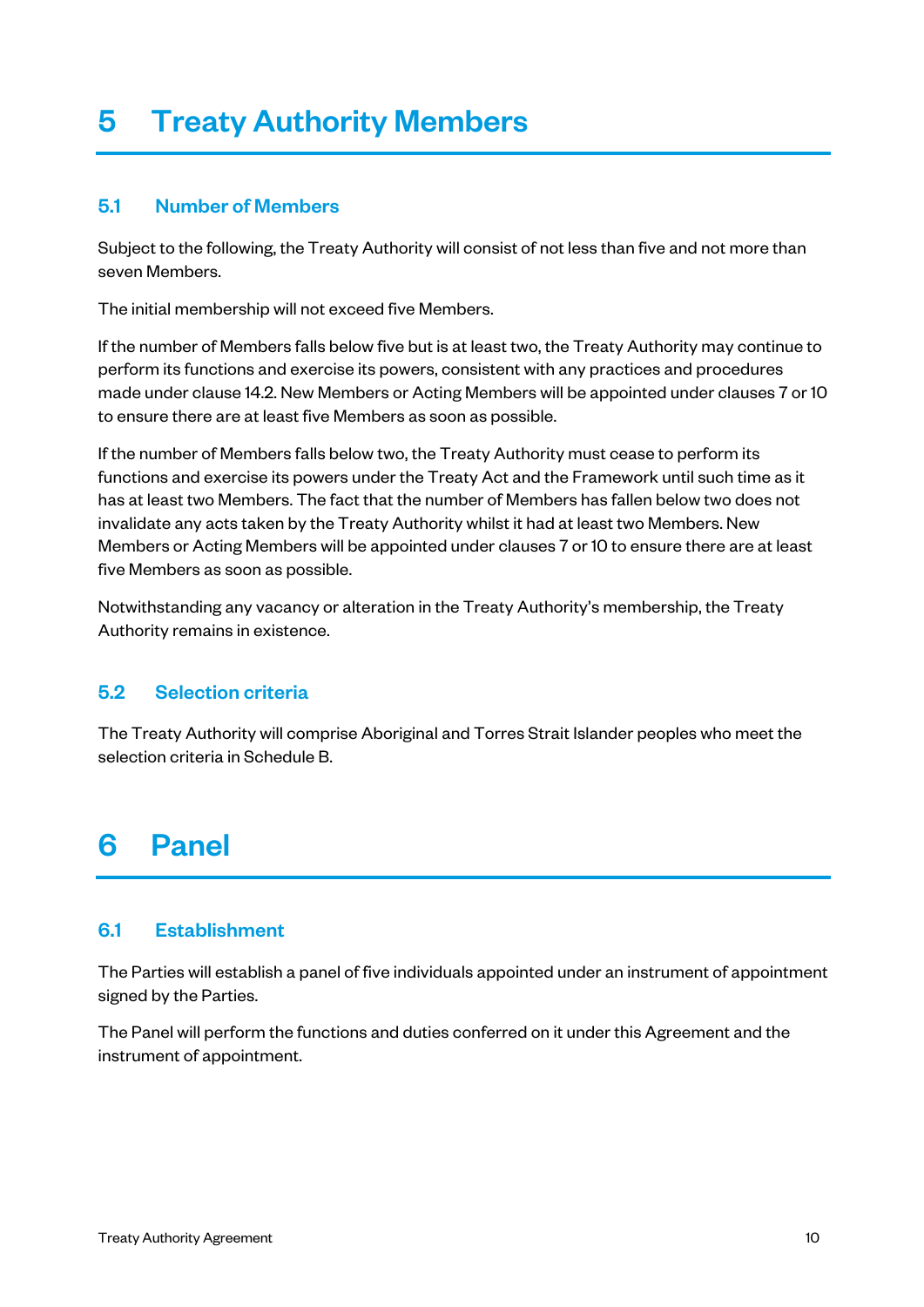# 5 Treaty Authority Members

## 5.1 Number of Members

Subject to the following, the Treaty Authority will consist of not less than five and not more than seven Members.

The initial membership will not exceed five Members.

If the number of Members falls below five but is at least two, the Treaty Authority may continue to perform its functions and exercise its powers, consistent with any practices and procedures made under clause 14.2. New Members or Acting Members will be appointed under clauses 7 or 10 to ensure there are at least five Members as soon as possible.

If the number of Members falls below two, the Treaty Authority must cease to perform its functions and exercise its powers under the Treaty Act and the Framework until such time as it has at least two Members. The fact that the number of Members has fallen below two does not invalidate any acts taken by the Treaty Authority whilst it had at least two Members. New Members or Acting Members will be appointed under clauses 7 or 10 to ensure there are at least five Members as soon as possible.

Notwithstanding any vacancy or alteration in the Treaty Authority's membership, the Treaty Authority remains in existence.

## 5.2 Selection criteria

The Treaty Authority will comprise Aboriginal and Torres Strait Islander peoples who meet the selection criteria in Schedule B.

# 6 Panel

## 6.1 Establishment

The Parties will establish a panel of five individuals appointed under an instrument of appointment signed by the Parties.

The Panel will perform the functions and duties conferred on it under this Agreement and the instrument of appointment.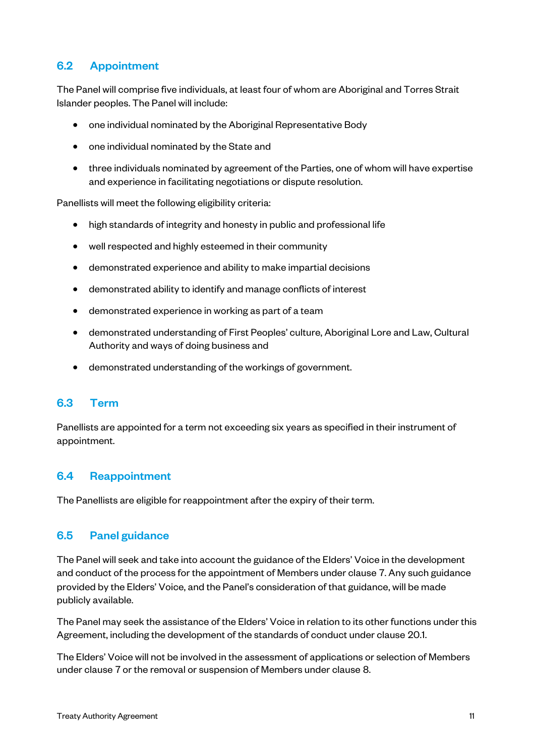## 6.2 Appointment

The Panel will comprise five individuals, at least four of whom are Aboriginal and Torres Strait Islander peoples. The Panel will include:

- one individual nominated by the Aboriginal Representative Body
- one individual nominated by the State and
- three individuals nominated by agreement of the Parties, one of whom will have expertise and experience in facilitating negotiations or dispute resolution.

Panellists will meet the following eligibility criteria:

- high standards of integrity and honesty in public and professional life
- well respected and highly esteemed in their community
- demonstrated experience and ability to make impartial decisions
- demonstrated ability to identify and manage conflicts of interest
- demonstrated experience in working as part of a team
- demonstrated understanding of First Peoples' culture, Aboriginal Lore and Law, Cultural Authority and ways of doing business and
- demonstrated understanding of the workings of government.

## 6.3 Term

Panellists are appointed for a term not exceeding six years as specified in their instrument of appointment.

## 6.4 Reappointment

The Panellists are eligible for reappointment after the expiry of their term.

## 6.5 Panel guidance

The Panel will seek and take into account the guidance of the Elders' Voice in the development and conduct of the process for the appointment of Members under clause 7. Any such guidance provided by the Elders' Voice, and the Panel's consideration of that guidance, will be made publicly available.

The Panel may seek the assistance of the Elders' Voice in relation to its other functions under this Agreement, including the development of the standards of conduct under clause 20.1.

The Elders' Voice will not be involved in the assessment of applications or selection of Members under clause 7 or the removal or suspension of Members under clause 8.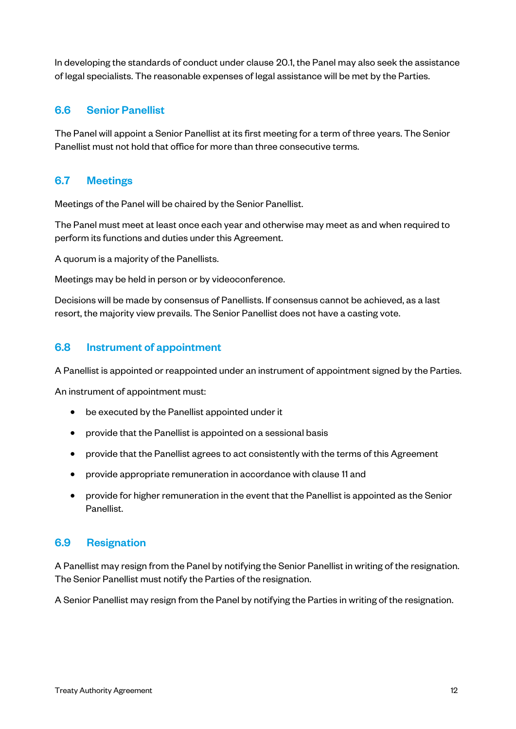In developing the standards of conduct under clause 20.1, the Panel may also seek the assistance of legal specialists. The reasonable expenses of legal assistance will be met by the Parties.

## 6.6 Senior Panellist

The Panel will appoint a Senior Panellist at its first meeting for a term of three years. The Senior Panellist must not hold that office for more than three consecutive terms.

## 6.7 Meetings

Meetings of the Panel will be chaired by the Senior Panellist.

The Panel must meet at least once each year and otherwise may meet as and when required to perform its functions and duties under this Agreement.

A quorum is a majority of the Panellists.

Meetings may be held in person or by videoconference.

Decisions will be made by consensus of Panellists. If consensus cannot be achieved, as a last resort, the majority view prevails. The Senior Panellist does not have a casting vote.

## 6.8 Instrument of appointment

A Panellist is appointed or reappointed under an instrument of appointment signed by the Parties.

An instrument of appointment must:

- be executed by the Panellist appointed under it
- provide that the Panellist is appointed on a sessional basis
- provide that the Panellist agrees to act consistently with the terms of this Agreement
- provide appropriate remuneration in accordance with clause 11 and
- provide for higher remuneration in the event that the Panellist is appointed as the Senior Panellist.

## 6.9 Resignation

A Panellist may resign from the Panel by notifying the Senior Panellist in writing of the resignation. The Senior Panellist must notify the Parties of the resignation.

A Senior Panellist may resign from the Panel by notifying the Parties in writing of the resignation.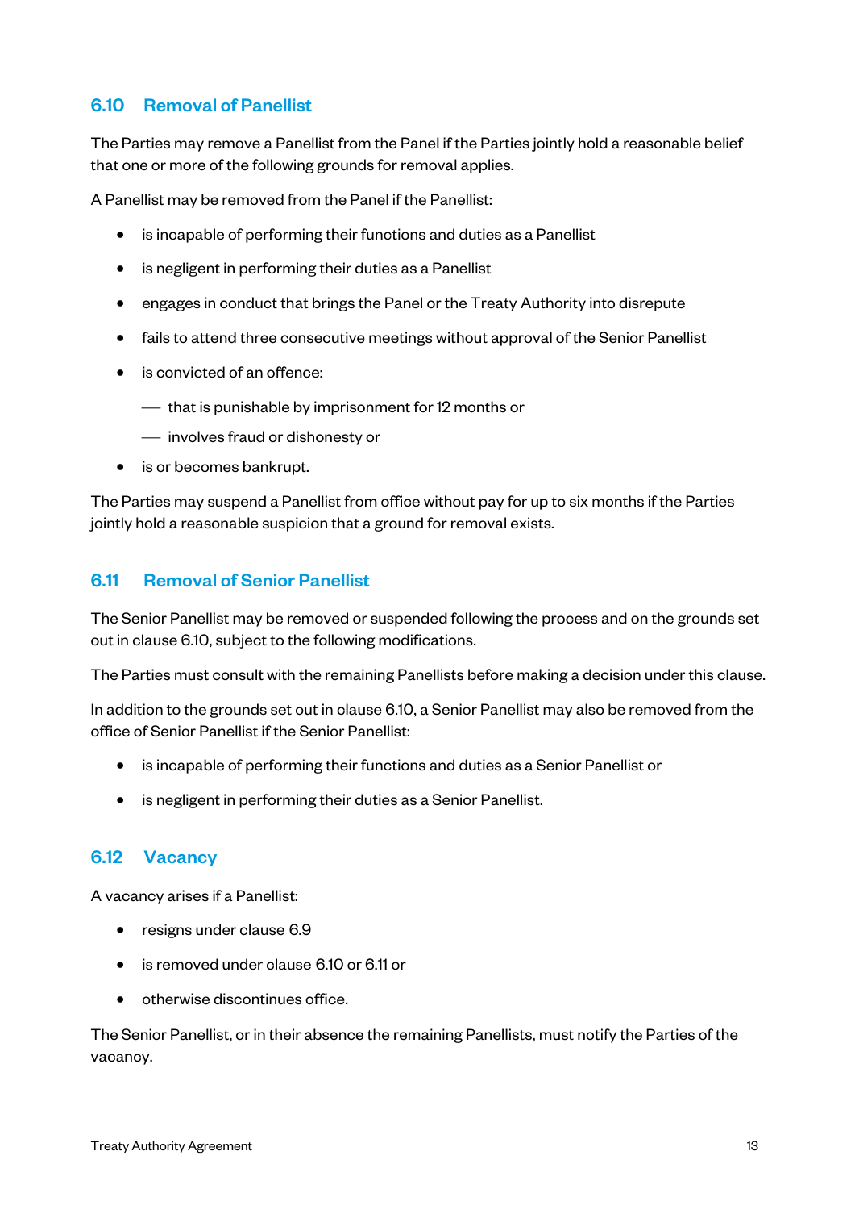## 6.10 Removal of Panellist

The Parties may remove a Panellist from the Panel if the Parties jointly hold a reasonable belief that one or more of the following grounds for removal applies.

A Panellist may be removed from the Panel if the Panellist:

- is incapable of performing their functions and duties as a Panellist
- is negligent in performing their duties as a Panellist
- engages in conduct that brings the Panel or the Treaty Authority into disrepute
- fails to attend three consecutive meetings without approval of the Senior Panellist
- is convicted of an offence:
  - that is punishable by imprisonment for 12 months or
  - involves fraud or dishonesty or
- is or becomes bankrupt.

The Parties may suspend a Panellist from office without pay for up to six months if the Parties jointly hold a reasonable suspicion that a ground for removal exists.

## 6.11 Removal of Senior Panellist

The Senior Panellist may be removed or suspended following the process and on the grounds set out in clause 6.10, subject to the following modifications.

The Parties must consult with the remaining Panellists before making a decision under this clause.

In addition to the grounds set out in clause 6.10, a Senior Panellist may also be removed from the office of Senior Panellist if the Senior Panellist:

- is incapable of performing their functions and duties as a Senior Panellist or
- is negligent in performing their duties as a Senior Panellist.

## 6.12 Vacancy

A vacancy arises if a Panellist:

- resigns under clause 6.9
- is removed under clause 6.10 or 6.11 or
- otherwise discontinues office.

The Senior Panellist, or in their absence the remaining Panellists, must notify the Parties of the vacancy.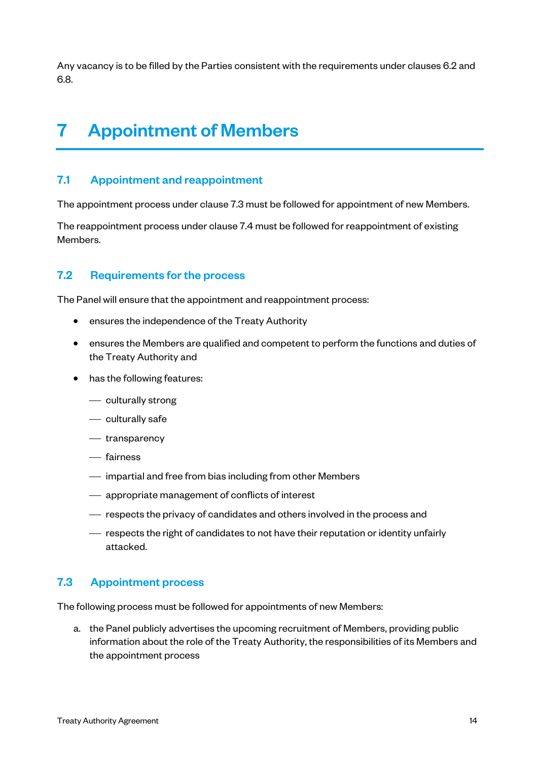Any vacancy is to be filled by the Parties consistent with the requirements under clauses 6.2 and 6.8.

# 7 Appointment of Members

## 7.1 Appointment and reappointment

The appointment process under clause 7.3 must be followed for appointment of new Members.

The reappointment process under clause 7.4 must be followed for reappointment of existing Members.

## 7.2 Requirements for the process

The Panel will ensure that the appointment and reappointment process:

- ensures the independence of the Treaty Authority
- ensures the Members are qualified and competent to perform the functions and duties of the Treaty Authority and
- has the following features:
  - culturally strong
  - culturally safe
  - transparency
  - fairness
  - impartial and free from bias including from other Members
  - appropriate management of conflicts of interest
  - respects the privacy of candidates and others involved in the process and
  - respects the right of candidates to not have their reputation or identity unfairly attacked.

## 7.3 Appointment process

The following process must be followed for appointments of new Members:

a. the Panel publicly advertises the upcoming recruitment of Members, providing public information about the role of the Treaty Authority, the responsibilities of its Members and the appointment process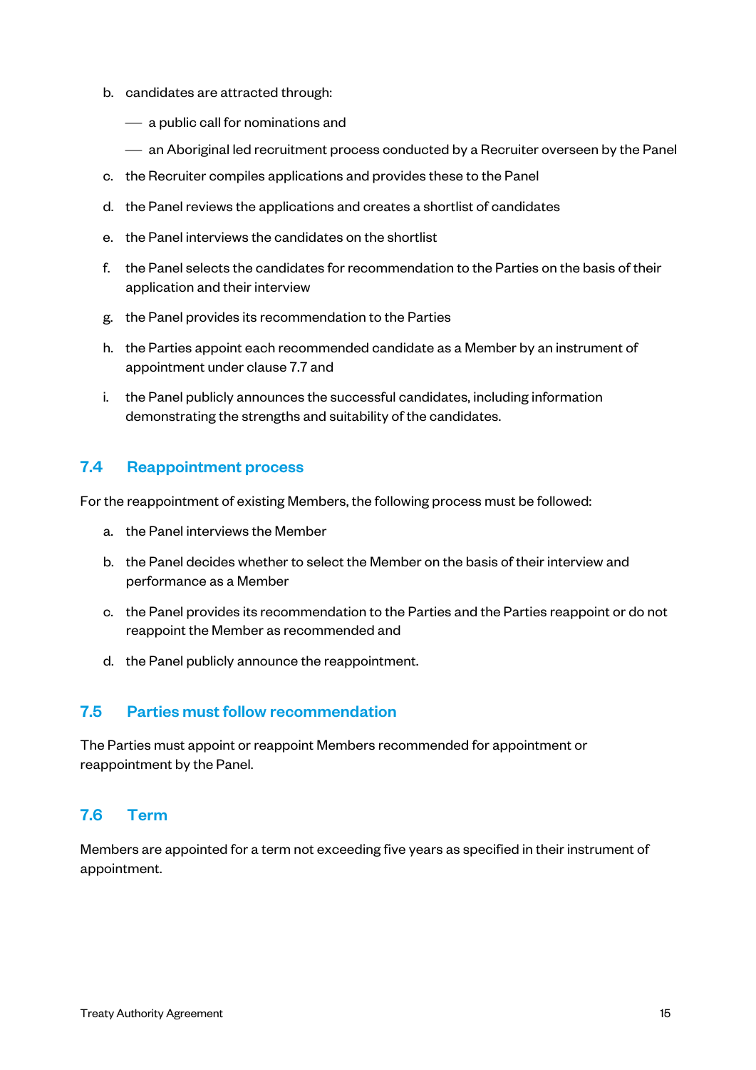b. candidates are attracted through:
   - a public call for nominations and
   - an Aboriginal led recruitment process conducted by a Recruiter overseen by the Panel
c. the Recruiter compiles applications and provides these to the Panel
d. the Panel reviews the applications and creates a shortlist of candidates
e. the Panel interviews the candidates on the shortlist
f. the Panel selects the candidates for recommendation to the Parties on the basis of their application and their interview
g. the Panel provides its recommendation to the Parties
h. the Parties appoint each recommended candidate as a Member by an instrument of appointment under clause 7.7 and
i. the Panel publicly announces the successful candidates, including information demonstrating the strengths and suitability of the candidates.

## 7.4 Reappointment process

For the reappointment of existing Members, the following process must be followed:

a. the Panel interviews the Member
b. the Panel decides whether to select the Member on the basis of their interview and performance as a Member
c. the Panel provides its recommendation to the Parties and the Parties reappoint or do not reappoint the Member as recommended and
d. the Panel publicly announce the reappointment.

## 7.5 Parties must follow recommendation

The Parties must appoint or reappoint Members recommended for appointment or reappointment by the Panel.

## 7.6 Term

Members are appointed for a term not exceeding five years as specified in their instrument of appointment.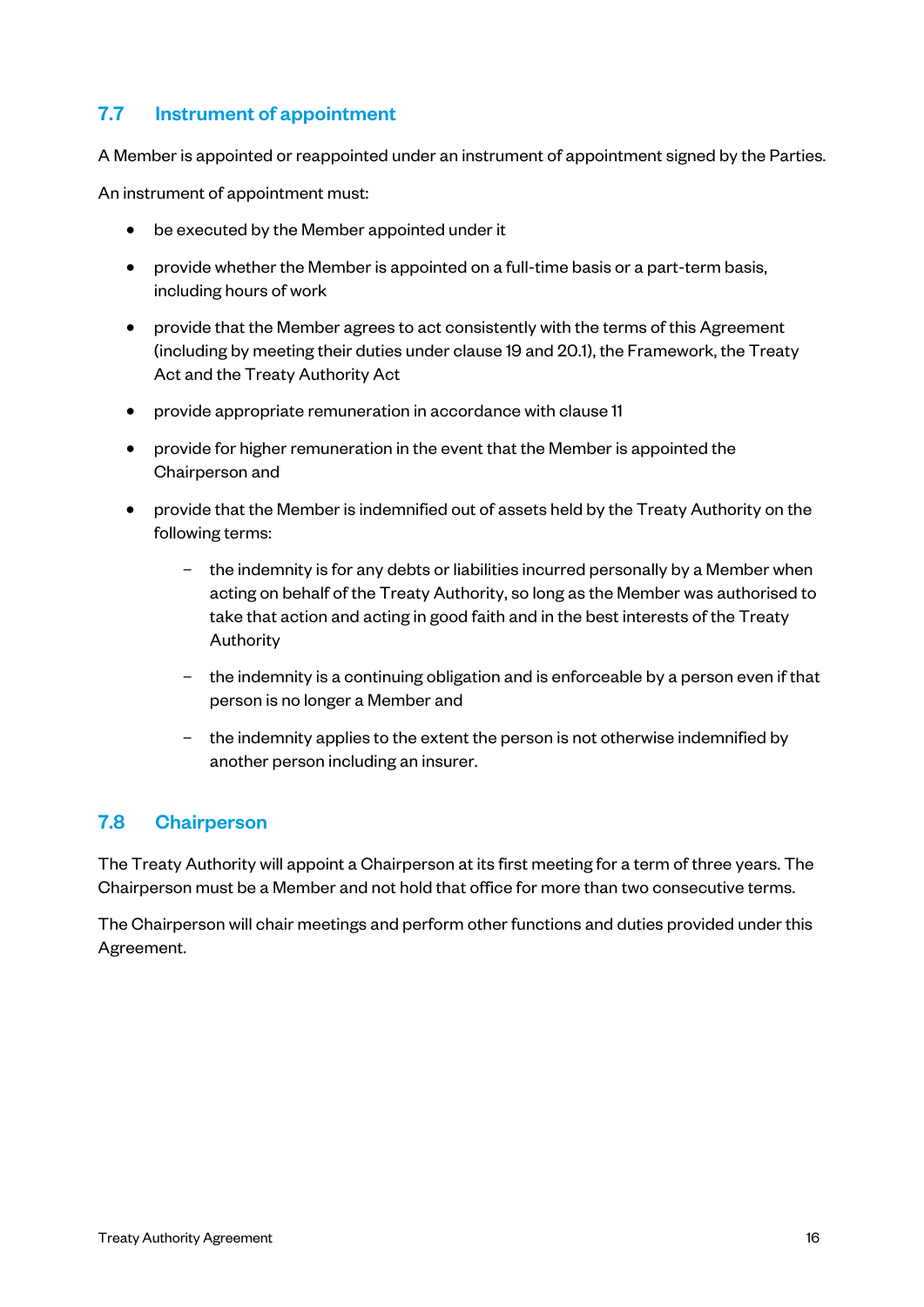## 7.7 Instrument of appointment

A Member is appointed or reappointed under an instrument of appointment signed by the Parties.

An instrument of appointment must:

- be executed by the Member appointed under it
- provide whether the Member is appointed on a full-time basis or a part-term basis, including hours of work
- provide that the Member agrees to act consistently with the terms of this Agreement (including by meeting their duties under clause 19 and 20.1), the Framework, the Treaty Act and the Treaty Authority Act
- provide appropriate remuneration in accordance with clause 11
- provide for higher remuneration in the event that the Member is appointed the Chairperson and
- provide that the Member is indemnified out of assets held by the Treaty Authority on the following terms:
  - the indemnity is for any debts or liabilities incurred personally by a Member when acting on behalf of the Treaty Authority, so long as the Member was authorised to take that action and acting in good faith and in the best interests of the Treaty Authority
  - the indemnity is a continuing obligation and is enforceable by a person even if that person is no longer a Member and
  - the indemnity applies to the extent the person is not otherwise indemnified by another person including an insurer.

## 7.8 Chairperson

The Treaty Authority will appoint a Chairperson at its first meeting for a term of three years. The Chairperson must be a Member and not hold that office for more than two consecutive terms.

The Chairperson will chair meetings and perform other functions and duties provided under this Agreement.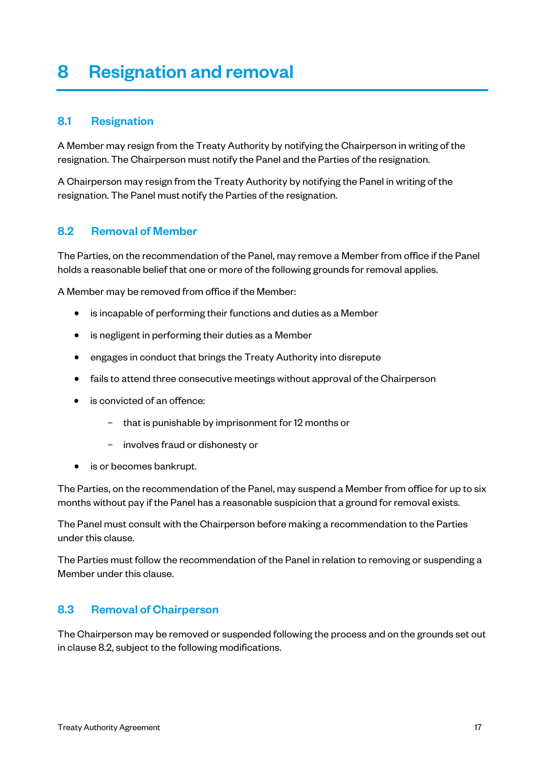# 8 Resignation and removal

## 8.1 Resignation

A Member may resign from the Treaty Authority by notifying the Chairperson in writing of the resignation. The Chairperson must notify the Panel and the Parties of the resignation.

A Chairperson may resign from the Treaty Authority by notifying the Panel in writing of the resignation. The Panel must notify the Parties of the resignation.

## 8.2 Removal of Member

The Parties, on the recommendation of the Panel, may remove a Member from office if the Panel holds a reasonable belief that one or more of the following grounds for removal applies.

A Member may be removed from office if the Member:

- is incapable of performing their functions and duties as a Member
- is negligent in performing their duties as a Member
- engages in conduct that brings the Treaty Authority into disrepute
- fails to attend three consecutive meetings without approval of the Chairperson
- is convicted of an offence:
  - that is punishable by imprisonment for 12 months or
  - involves fraud or dishonesty or
- is or becomes bankrupt.

The Parties, on the recommendation of the Panel, may suspend a Member from office for up to six months without pay if the Panel has a reasonable suspicion that a ground for removal exists.

The Panel must consult with the Chairperson before making a recommendation to the Parties under this clause.

The Parties must follow the recommendation of the Panel in relation to removing or suspending a Member under this clause.

## 8.3 Removal of Chairperson

The Chairperson may be removed or suspended following the process and on the grounds set out in clause 8.2, subject to the following modifications.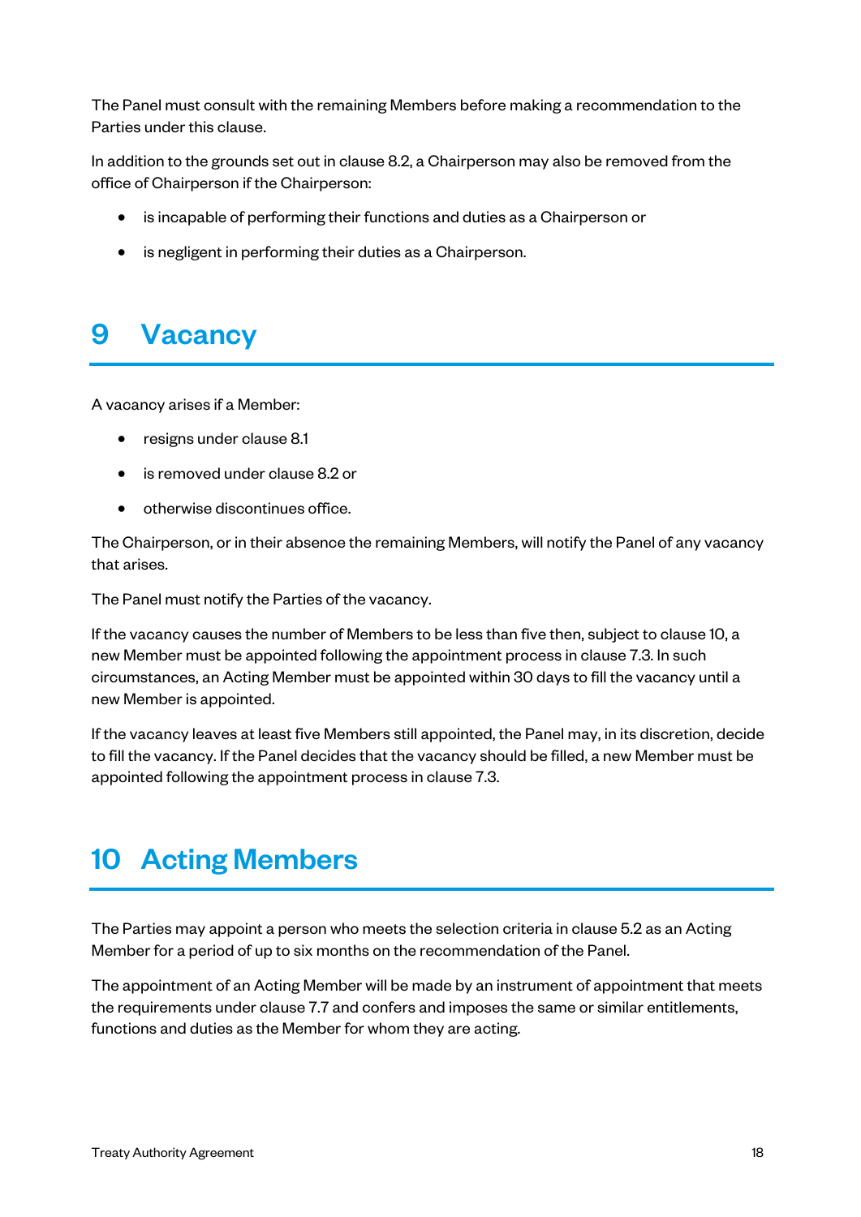The Panel must consult with the remaining Members before making a recommendation to the Parties under this clause.

In addition to the grounds set out in clause 8.2, a Chairperson may also be removed from the office of Chairperson if the Chairperson:

- is incapable of performing their functions and duties as a Chairperson or
- is negligent in performing their duties as a Chairperson.

# 9 Vacancy

A vacancy arises if a Member:

- resigns under clause 8.1
- is removed under clause 8.2 or
- otherwise discontinues office.

The Chairperson, or in their absence the remaining Members, will notify the Panel of any vacancy that arises.

The Panel must notify the Parties of the vacancy.

If the vacancy causes the number of Members to be less than five then, subject to clause 10, a new Member must be appointed following the appointment process in clause 7.3. In such circumstances, an Acting Member must be appointed within 30 days to fill the vacancy until a new Member is appointed.

If the vacancy leaves at least five Members still appointed, the Panel may, in its discretion, decide to fill the vacancy. If the Panel decides that the vacancy should be filled, a new Member must be appointed following the appointment process in clause 7.3.

# 10 Acting Members

The Parties may appoint a person who meets the selection criteria in clause 5.2 as an Acting Member for a period of up to six months on the recommendation of the Panel.

The appointment of an Acting Member will be made by an instrument of appointment that meets the requirements under clause 7.7 and confers and imposes the same or similar entitlements, functions and duties as the Member for whom they are acting.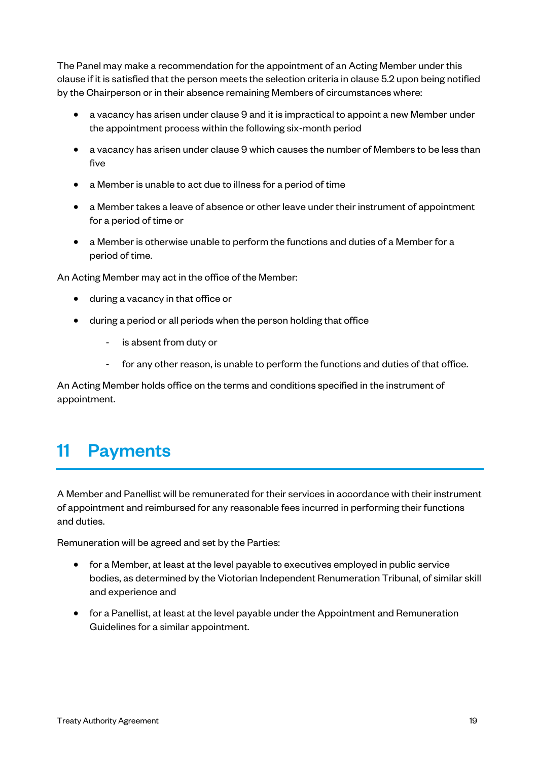The Panel may make a recommendation for the appointment of an Acting Member under this clause if it is satisfied that the person meets the selection criteria in clause 5.2 upon being notified by the Chairperson or in their absence remaining Members of circumstances where:

- a vacancy has arisen under clause 9 and it is impractical to appoint a new Member under the appointment process within the following six-month period
- a vacancy has arisen under clause 9 which causes the number of Members to be less than five
- a Member is unable to act due to illness for a period of time
- a Member takes a leave of absence or other leave under their instrument of appointment for a period of time or
- a Member is otherwise unable to perform the functions and duties of a Member for a period of time.

An Acting Member may act in the office of the Member:

- during a vacancy in that office or
- during a period or all periods when the person holding that office
  - is absent from duty or
  - for any other reason, is unable to perform the functions and duties of that office.

An Acting Member holds office on the terms and conditions specified in the instrument of appointment.

# 11 Payments

A Member and Panellist will be remunerated for their services in accordance with their instrument of appointment and reimbursed for any reasonable fees incurred in performing their functions and duties.

Remuneration will be agreed and set by the Parties:

- for a Member, at least at the level payable to executives employed in public service bodies, as determined by the Victorian Independent Renumeration Tribunal, of similar skill and experience and
- for a Panellist, at least at the level payable under the Appointment and Remuneration Guidelines for a similar appointment.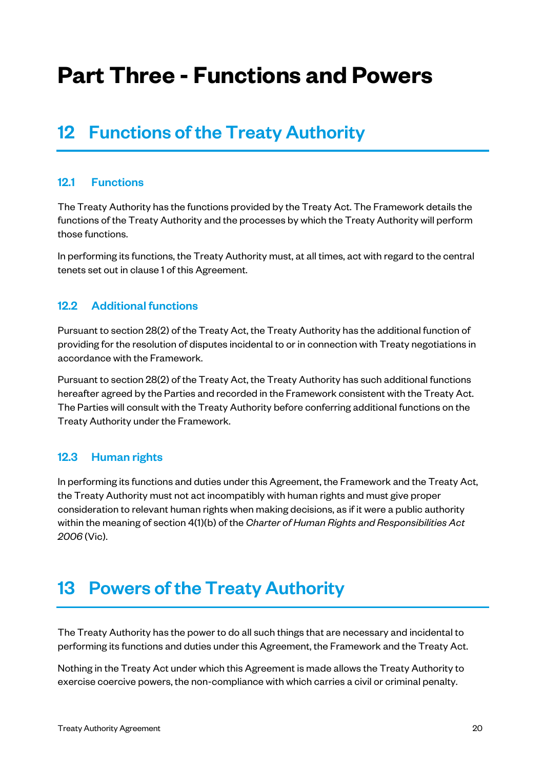# Part Three - Functions and Powers

## 12 Functions of the Treaty Authority

### 12.1 Functions

The Treaty Authority has the functions provided by the Treaty Act. The Framework details the functions of the Treaty Authority and the processes by which the Treaty Authority will perform those functions.

In performing its functions, the Treaty Authority must, at all times, act with regard to the central tenets set out in clause 1 of this Agreement.

### 12.2 Additional functions

Pursuant to section 28(2) of the Treaty Act, the Treaty Authority has the additional function of providing for the resolution of disputes incidental to or in connection with Treaty negotiations in accordance with the Framework.

Pursuant to section 28(2) of the Treaty Act, the Treaty Authority has such additional functions hereafter agreed by the Parties and recorded in the Framework consistent with the Treaty Act. The Parties will consult with the Treaty Authority before conferring additional functions on the Treaty Authority under the Framework.

### 12.3 Human rights

In performing its functions and duties under this Agreement, the Framework and the Treaty Act, the Treaty Authority must not act incompatibly with human rights and must give proper consideration to relevant human rights when making decisions, as if it were a public authority within the meaning of section 4(1)(b) of the *Charter of Human Rights and Responsibilities Act 2006* (Vic).

## 13 Powers of the Treaty Authority

The Treaty Authority has the power to do all such things that are necessary and incidental to performing its functions and duties under this Agreement, the Framework and the Treaty Act.

Nothing in the Treaty Act under which this Agreement is made allows the Treaty Authority to exercise coercive powers, the non-compliance with which carries a civil or criminal penalty.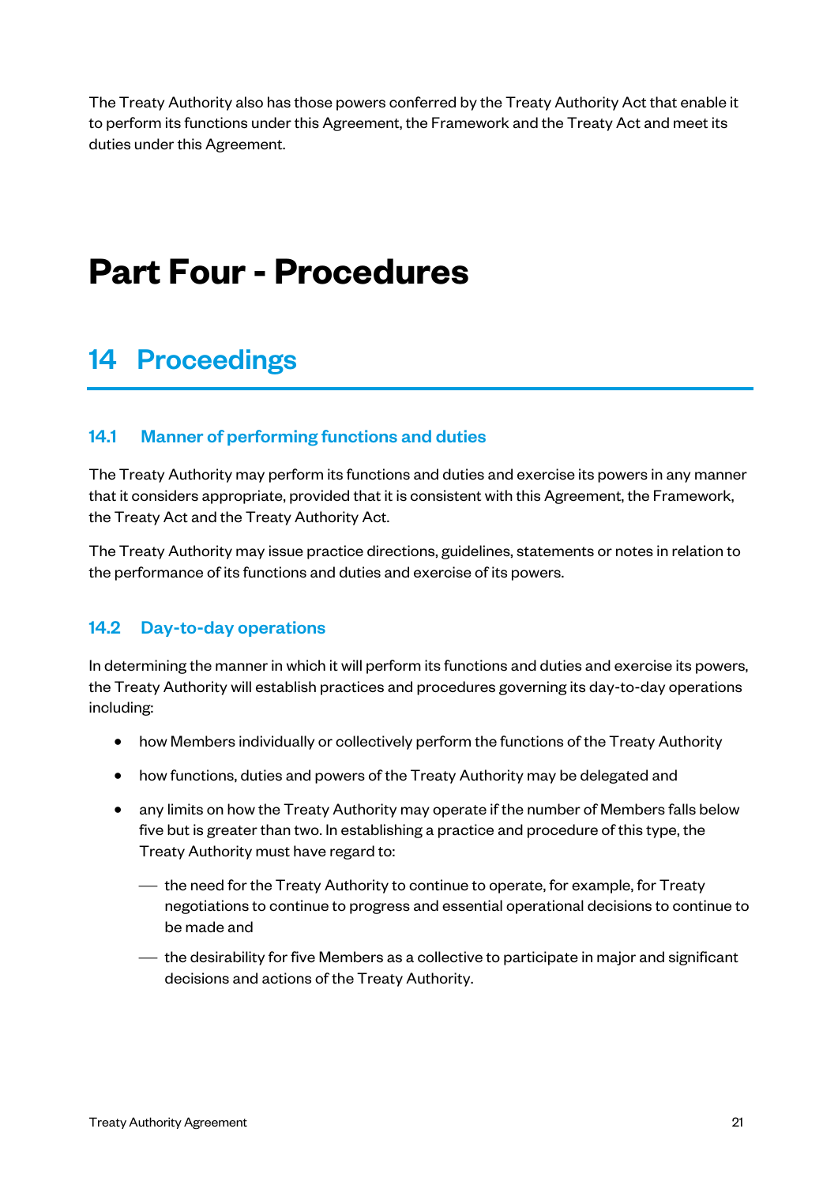The Treaty Authority also has those powers conferred by the Treaty Authority Act that enable it to perform its functions under this Agreement, the Framework and the Treaty Act and meet its duties under this Agreement.

# Part Four - Procedures

## 14 Proceedings

### 14.1 Manner of performing functions and duties

The Treaty Authority may perform its functions and duties and exercise its powers in any manner that it considers appropriate, provided that it is consistent with this Agreement, the Framework, the Treaty Act and the Treaty Authority Act.

The Treaty Authority may issue practice directions, guidelines, statements or notes in relation to the performance of its functions and duties and exercise of its powers.

### 14.2 Day-to-day operations

In determining the manner in which it will perform its functions and duties and exercise its powers, the Treaty Authority will establish practices and procedures governing its day-to-day operations including:

- how Members individually or collectively perform the functions of the Treaty Authority
- how functions, duties and powers of the Treaty Authority may be delegated and
- any limits on how the Treaty Authority may operate if the number of Members falls below five but is greater than two. In establishing a practice and procedure of this type, the Treaty Authority must have regard to:
  - the need for the Treaty Authority to continue to operate, for example, for Treaty negotiations to continue to progress and essential operational decisions to continue to be made and
  - the desirability for five Members as a collective to participate in major and significant decisions and actions of the Treaty Authority.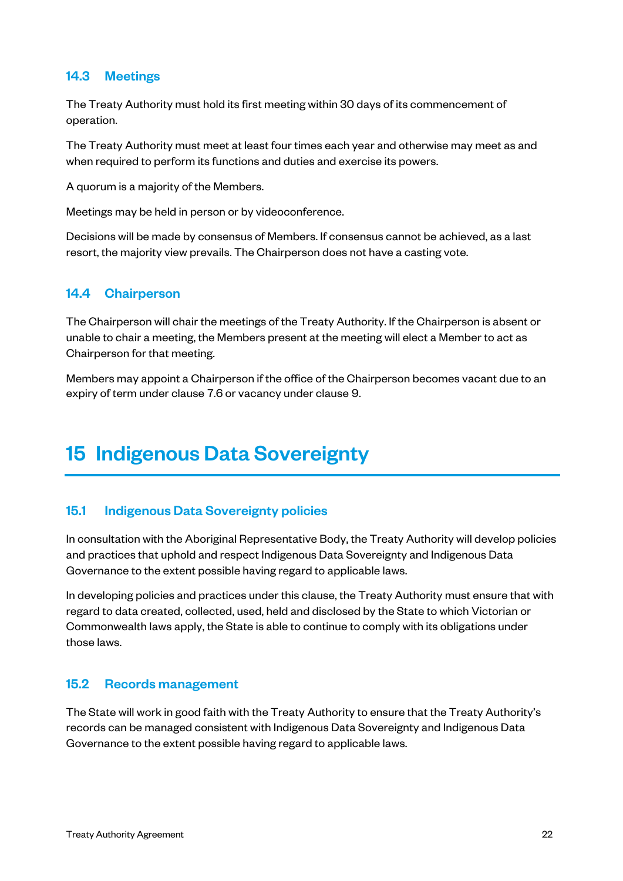### 14.3 Meetings

The Treaty Authority must hold its first meeting within 30 days of its commencement of operation.

The Treaty Authority must meet at least four times each year and otherwise may meet as and when required to perform its functions and duties and exercise its powers.

A quorum is a majority of the Members.

Meetings may be held in person or by videoconference.

Decisions will be made by consensus of Members. If consensus cannot be achieved, as a last resort, the majority view prevails. The Chairperson does not have a casting vote.

### 14.4 Chairperson

The Chairperson will chair the meetings of the Treaty Authority. If the Chairperson is absent or unable to chair a meeting, the Members present at the meeting will elect a Member to act as Chairperson for that meeting.

Members may appoint a Chairperson if the office of the Chairperson becomes vacant due to an expiry of term under clause 7.6 or vacancy under clause 9.

## 15 Indigenous Data Sovereignty

### 15.1 Indigenous Data Sovereignty policies

In consultation with the Aboriginal Representative Body, the Treaty Authority will develop policies and practices that uphold and respect Indigenous Data Sovereignty and Indigenous Data Governance to the extent possible having regard to applicable laws.

In developing policies and practices under this clause, the Treaty Authority must ensure that with regard to data created, collected, used, held and disclosed by the State to which Victorian or Commonwealth laws apply, the State is able to continue to comply with its obligations under those laws.

### 15.2 Records management

The State will work in good faith with the Treaty Authority to ensure that the Treaty Authority's records can be managed consistent with Indigenous Data Sovereignty and Indigenous Data Governance to the extent possible having regard to applicable laws.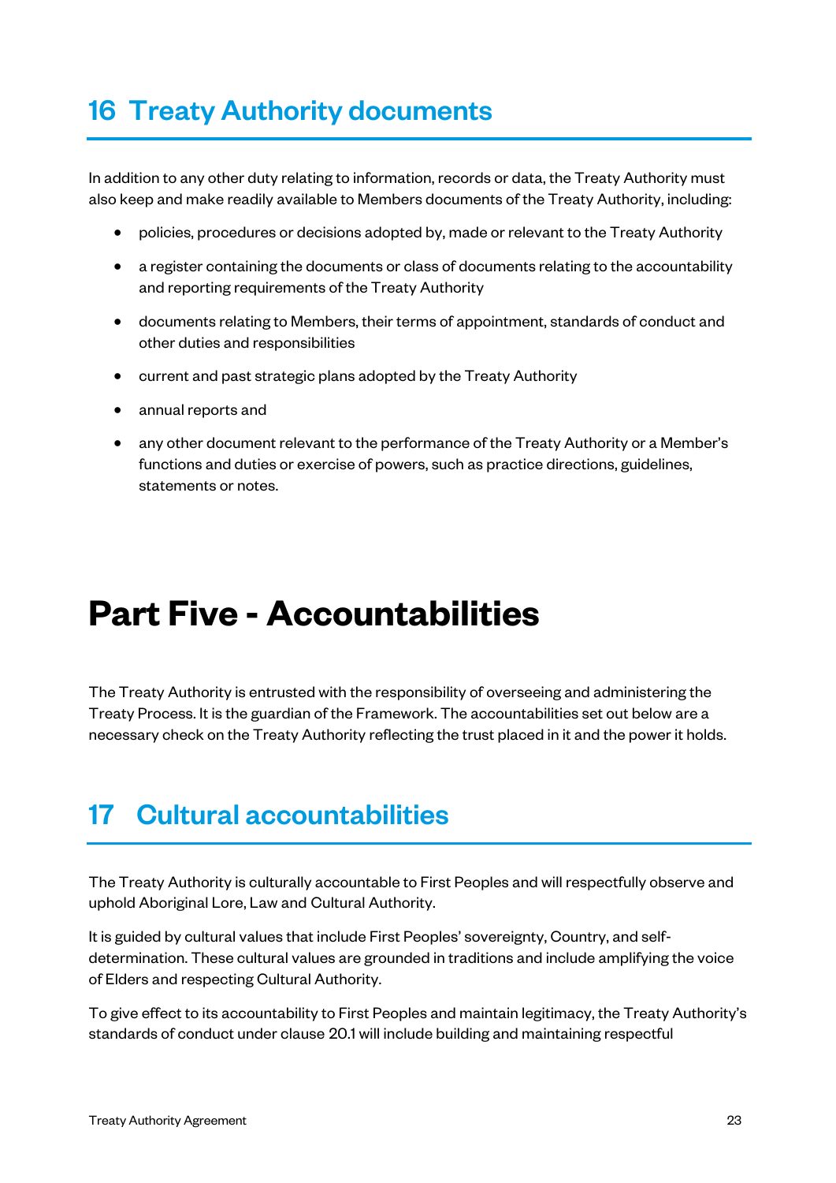## 16 Treaty Authority documents

In addition to any other duty relating to information, records or data, the Treaty Authority must also keep and make readily available to Members documents of the Treaty Authority, including:

- policies, procedures or decisions adopted by, made or relevant to the Treaty Authority
- a register containing the documents or class of documents relating to the accountability and reporting requirements of the Treaty Authority
- documents relating to Members, their terms of appointment, standards of conduct and other duties and responsibilities
- current and past strategic plans adopted by the Treaty Authority
- annual reports and
- any other document relevant to the performance of the Treaty Authority or a Member's functions and duties or exercise of powers, such as practice directions, guidelines, statements or notes.

# Part Five - Accountabilities

The Treaty Authority is entrusted with the responsibility of overseeing and administering the Treaty Process. It is the guardian of the Framework. The accountabilities set out below are a necessary check on the Treaty Authority reflecting the trust placed in it and the power it holds.

## 17 Cultural accountabilities

The Treaty Authority is culturally accountable to First Peoples and will respectfully observe and uphold Aboriginal Lore, Law and Cultural Authority.

It is guided by cultural values that include First Peoples' sovereignty, Country, and self-determination. These cultural values are grounded in traditions and include amplifying the voice of Elders and respecting Cultural Authority.

To give effect to its accountability to First Peoples and maintain legitimacy, the Treaty Authority's standards of conduct under clause 20.1 will include building and maintaining respectful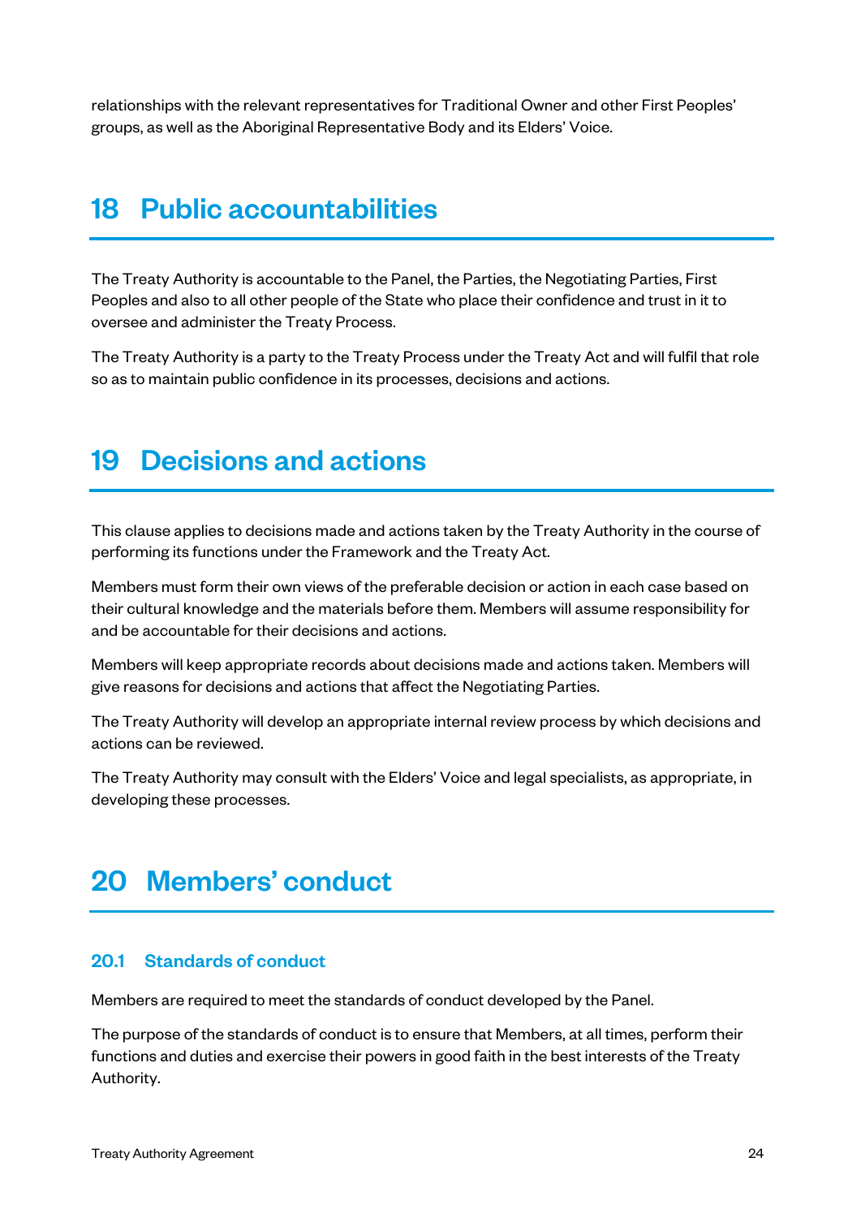relationships with the relevant representatives for Traditional Owner and other First Peoples' groups, as well as the Aboriginal Representative Body and its Elders' Voice.

# 18 Public accountabilities

The Treaty Authority is accountable to the Panel, the Parties, the Negotiating Parties, First Peoples and also to all other people of the State who place their confidence and trust in it to oversee and administer the Treaty Process.

The Treaty Authority is a party to the Treaty Process under the Treaty Act and will fulfil that role so as to maintain public confidence in its processes, decisions and actions.

# 19 Decisions and actions

This clause applies to decisions made and actions taken by the Treaty Authority in the course of performing its functions under the Framework and the Treaty Act.

Members must form their own views of the preferable decision or action in each case based on their cultural knowledge and the materials before them. Members will assume responsibility for and be accountable for their decisions and actions.

Members will keep appropriate records about decisions made and actions taken. Members will give reasons for decisions and actions that affect the Negotiating Parties.

The Treaty Authority will develop an appropriate internal review process by which decisions and actions can be reviewed.

The Treaty Authority may consult with the Elders' Voice and legal specialists, as appropriate, in developing these processes.

# 20 Members' conduct

## 20.1 Standards of conduct

Members are required to meet the standards of conduct developed by the Panel.

The purpose of the standards of conduct is to ensure that Members, at all times, perform their functions and duties and exercise their powers in good faith in the best interests of the Treaty Authority.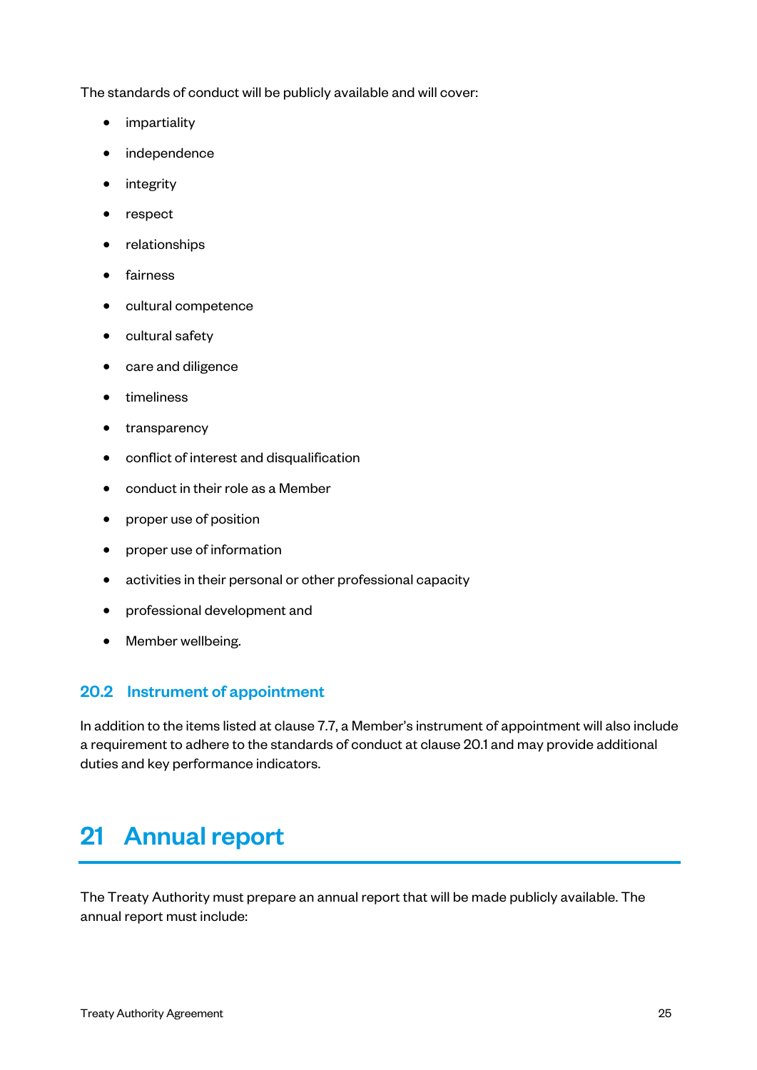The standards of conduct will be publicly available and will cover:

- impartiality
- independence
- integrity
- respect
- relationships
- fairness
- cultural competence
- cultural safety
- care and diligence
- timeliness
- transparency
- conflict of interest and disqualification
- conduct in their role as a Member
- proper use of position
- proper use of information
- activities in their personal or other professional capacity
- professional development and
- Member wellbeing.

### 20.2 Instrument of appointment

In addition to the items listed at clause 7.7, a Member's instrument of appointment will also include a requirement to adhere to the standards of conduct at clause 20.1 and may provide additional duties and key performance indicators.

## 21 Annual report

The Treaty Authority must prepare an annual report that will be made publicly available. The annual report must include: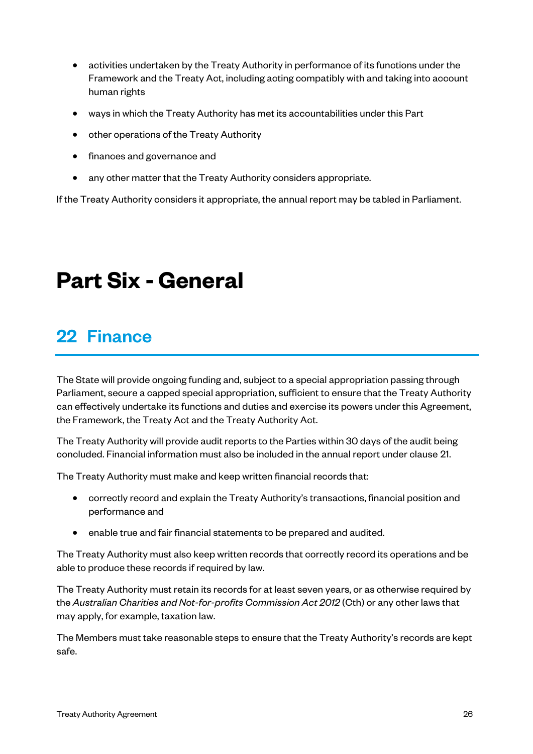- activities undertaken by the Treaty Authority in performance of its functions under the Framework and the Treaty Act, including acting compatibly with and taking into account human rights
- ways in which the Treaty Authority has met its accountabilities under this Part
- other operations of the Treaty Authority
- finances and governance and
- any other matter that the Treaty Authority considers appropriate.

If the Treaty Authority considers it appropriate, the annual report may be tabled in Parliament.

# Part Six - General

## 22 Finance

The State will provide ongoing funding and, subject to a special appropriation passing through Parliament, secure a capped special appropriation, sufficient to ensure that the Treaty Authority can effectively undertake its functions and duties and exercise its powers under this Agreement, the Framework, the Treaty Act and the Treaty Authority Act.

The Treaty Authority will provide audit reports to the Parties within 30 days of the audit being concluded. Financial information must also be included in the annual report under clause 21.

The Treaty Authority must make and keep written financial records that:

- correctly record and explain the Treaty Authority's transactions, financial position and performance and
- enable true and fair financial statements to be prepared and audited.

The Treaty Authority must also keep written records that correctly record its operations and be able to produce these records if required by law.

The Treaty Authority must retain its records for at least seven years, or as otherwise required by the *Australian Charities and Not-for-profits Commission Act 2012* (Cth) or any other laws that may apply, for example, taxation law.

The Members must take reasonable steps to ensure that the Treaty Authority's records are kept safe.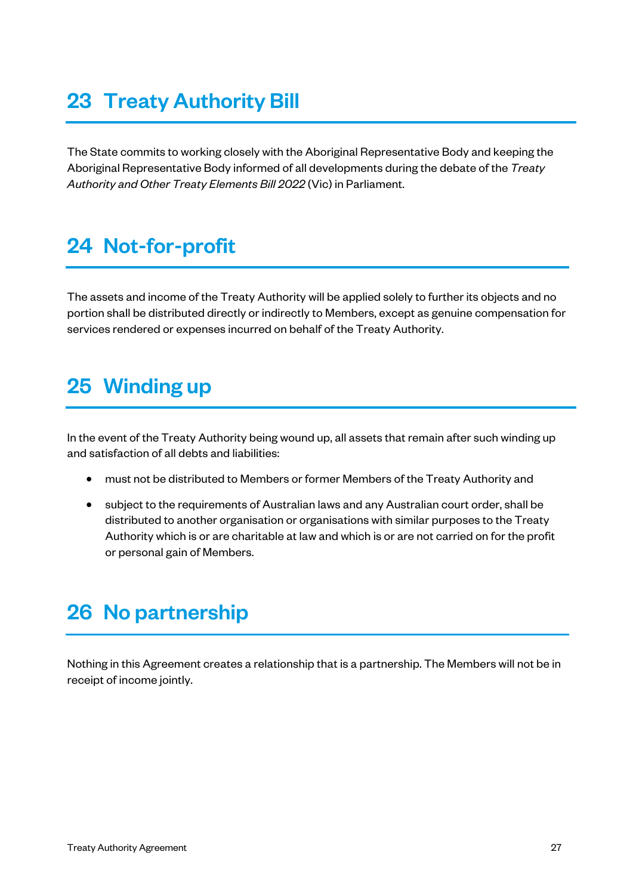# 23 Treaty Authority Bill

The State commits to working closely with the Aboriginal Representative Body and keeping the Aboriginal Representative Body informed of all developments during the debate of the *Treaty Authority and Other Treaty Elements Bill 2022* (Vic) in Parliament.

# 24 Not-for-profit

The assets and income of the Treaty Authority will be applied solely to further its objects and no portion shall be distributed directly or indirectly to Members, except as genuine compensation for services rendered or expenses incurred on behalf of the Treaty Authority.

# 25 Winding up

In the event of the Treaty Authority being wound up, all assets that remain after such winding up and satisfaction of all debts and liabilities:

- must not be distributed to Members or former Members of the Treaty Authority and
- subject to the requirements of Australian laws and any Australian court order, shall be distributed to another organisation or organisations with similar purposes to the Treaty Authority which is or are charitable at law and which is or are not carried on for the profit or personal gain of Members.

# 26 No partnership

Nothing in this Agreement creates a relationship that is a partnership. The Members will not be in receipt of income jointly.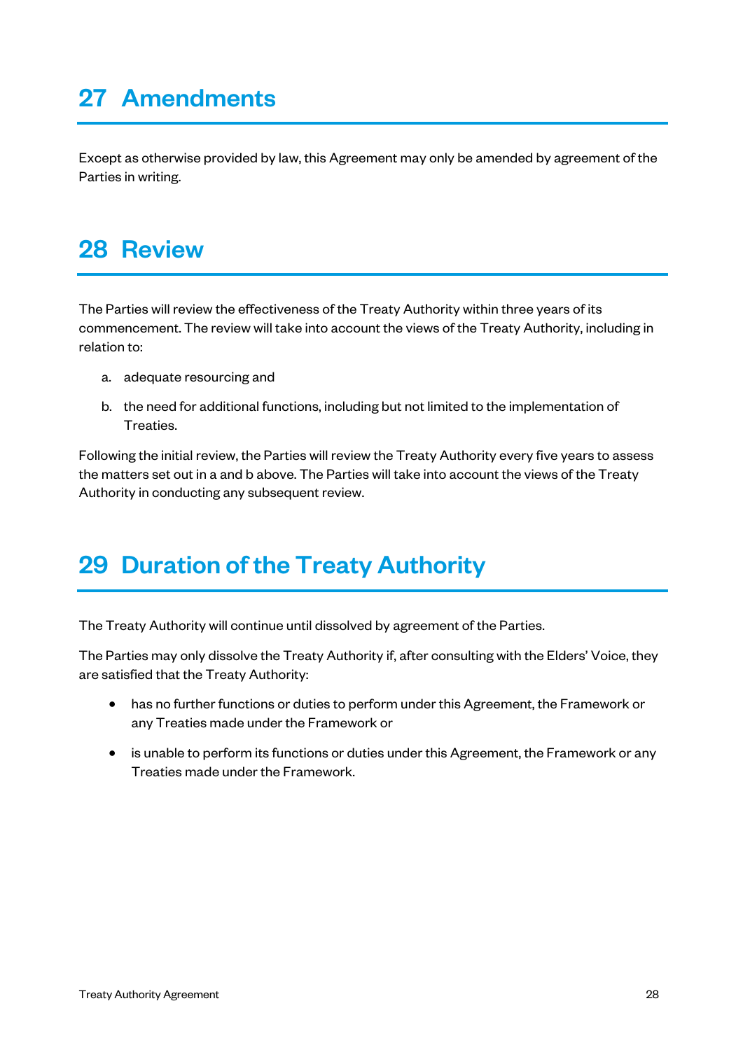# 27 Amendments

Except as otherwise provided by law, this Agreement may only be amended by agreement of the Parties in writing.

# 28 Review

The Parties will review the effectiveness of the Treaty Authority within three years of its commencement. The review will take into account the views of the Treaty Authority, including in relation to:

a. adequate resourcing and

b. the need for additional functions, including but not limited to the implementation of Treaties.

Following the initial review, the Parties will review the Treaty Authority every five years to assess the matters set out in a and b above. The Parties will take into account the views of the Treaty Authority in conducting any subsequent review.

# 29 Duration of the Treaty Authority

The Treaty Authority will continue until dissolved by agreement of the Parties.

The Parties may only dissolve the Treaty Authority if, after consulting with the Elders' Voice, they are satisfied that the Treaty Authority:

- has no further functions or duties to perform under this Agreement, the Framework or any Treaties made under the Framework or
- is unable to perform its functions or duties under this Agreement, the Framework or any Treaties made under the Framework.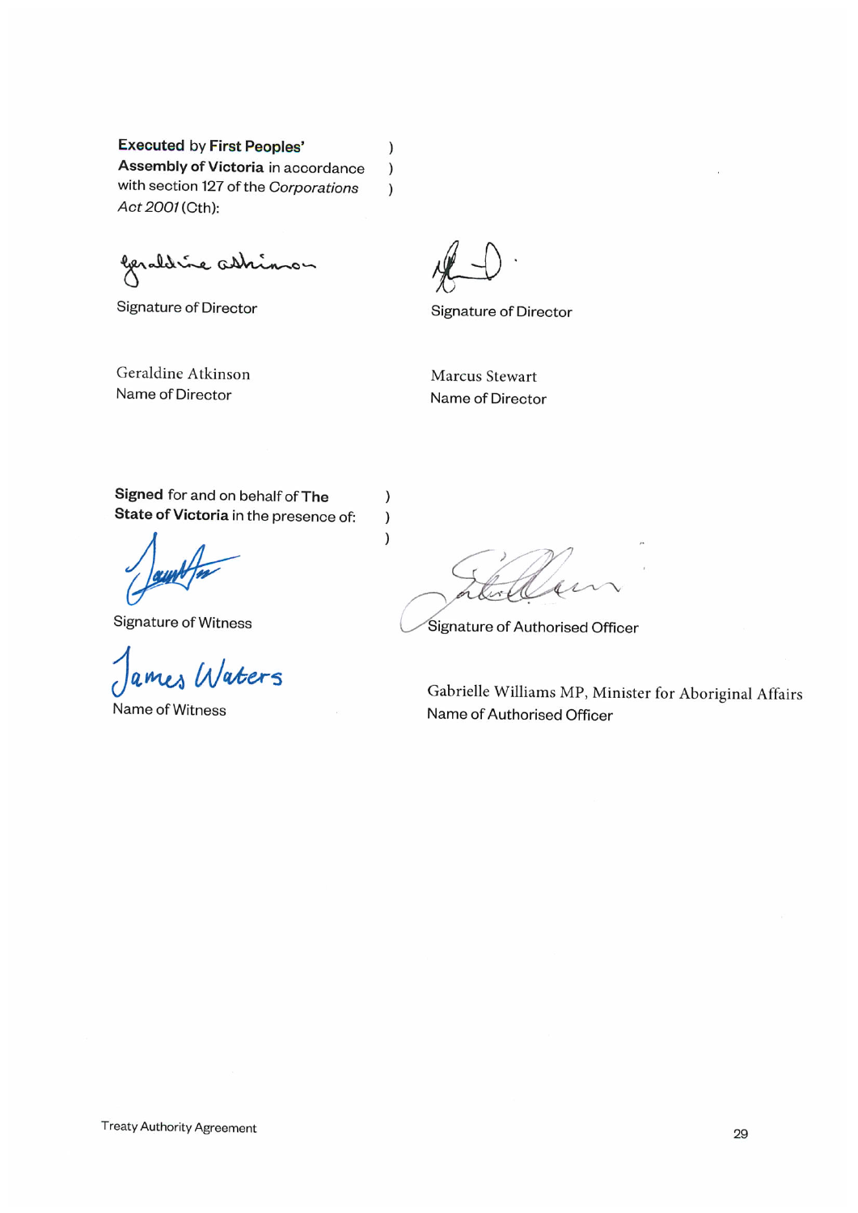**Executed** by **First Peoples' Assembly of Victoria** in accordance with section 127 of the *Corporations Act 2001* (Cth):

Signature of Director

Geraldine Atkinson
Name of Director

Signature of Director

Marcus Stewart
Name of Director

**Signed** for and on behalf of **The State of Victoria** in the presence of:

Signature of Witness

James Waters
Name of Witness

Signature of Authorised Officer

Gabrielle Williams MP, Minister for Aboriginal Affairs
Name of Authorised Officer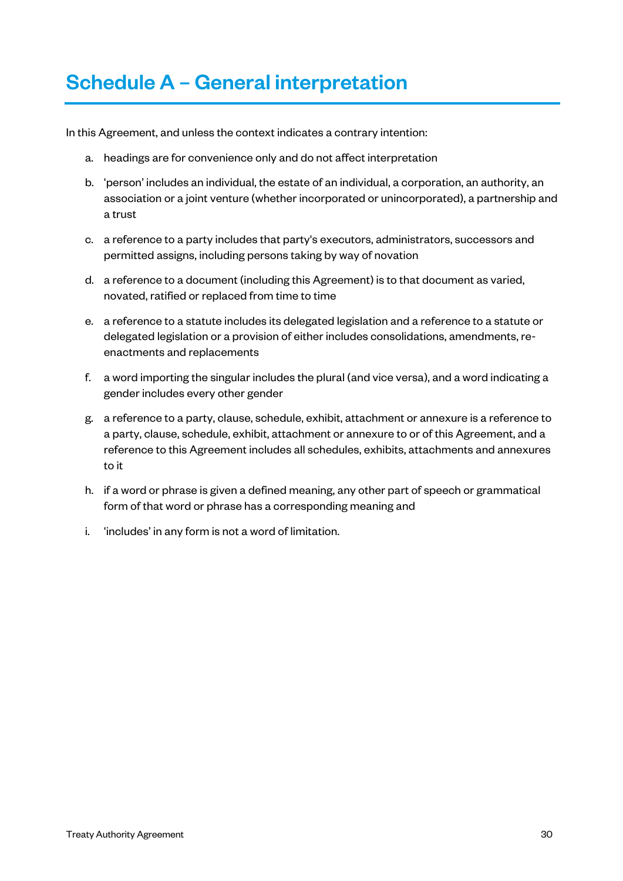# Schedule A – General interpretation

In this Agreement, and unless the context indicates a contrary intention:

a. headings are for convenience only and do not affect interpretation

b. 'person' includes an individual, the estate of an individual, a corporation, an authority, an association or a joint venture (whether incorporated or unincorporated), a partnership and a trust

c. a reference to a party includes that party's executors, administrators, successors and permitted assigns, including persons taking by way of novation

d. a reference to a document (including this Agreement) is to that document as varied, novated, ratified or replaced from time to time

e. a reference to a statute includes its delegated legislation and a reference to a statute or delegated legislation or a provision of either includes consolidations, amendments, re-enactments and replacements

f. a word importing the singular includes the plural (and vice versa), and a word indicating a gender includes every other gender

g. a reference to a party, clause, schedule, exhibit, attachment or annexure is a reference to a party, clause, schedule, exhibit, attachment or annexure to or of this Agreement, and a reference to this Agreement includes all schedules, exhibits, attachments and annexures to it

h. if a word or phrase is given a defined meaning, any other part of speech or grammatical form of that word or phrase has a corresponding meaning and

i. 'includes' in any form is not a word of limitation.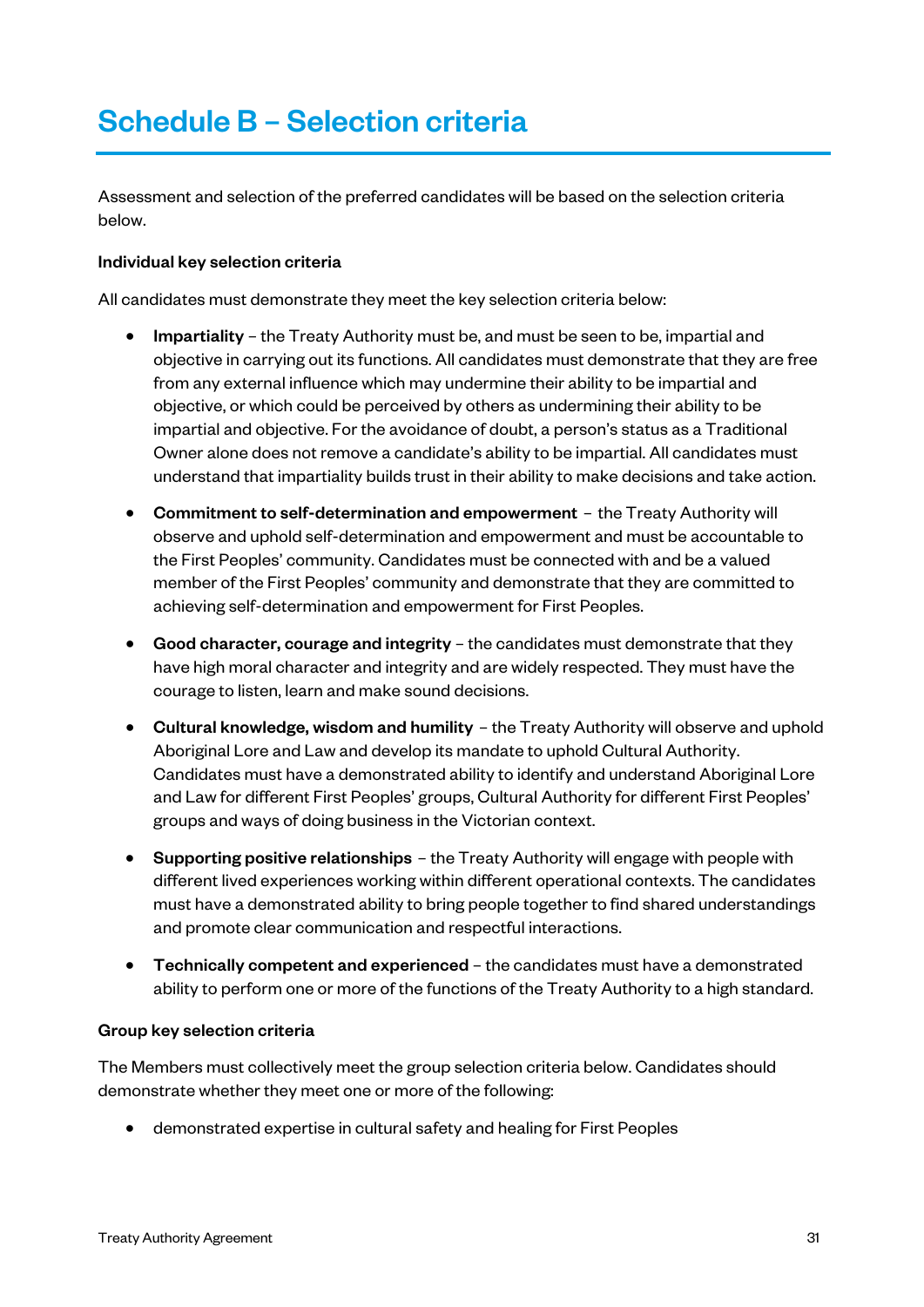# Schedule B – Selection criteria

Assessment and selection of the preferred candidates will be based on the selection criteria below.

**Individual key selection criteria**

All candidates must demonstrate they meet the key selection criteria below:

- **Impartiality** – the Treaty Authority must be, and must be seen to be, impartial and objective in carrying out its functions. All candidates must demonstrate that they are free from any external influence which may undermine their ability to be impartial and objective, or which could be perceived by others as undermining their ability to be impartial and objective. For the avoidance of doubt, a person's status as a Traditional Owner alone does not remove a candidate's ability to be impartial. All candidates must understand that impartiality builds trust in their ability to make decisions and take action.

- **Commitment to self-determination and empowerment** – the Treaty Authority will observe and uphold self-determination and empowerment and must be accountable to the First Peoples' community. Candidates must be connected with and be a valued member of the First Peoples' community and demonstrate that they are committed to achieving self-determination and empowerment for First Peoples.

- **Good character, courage and integrity** – the candidates must demonstrate that they have high moral character and integrity and are widely respected. They must have the courage to listen, learn and make sound decisions.

- **Cultural knowledge, wisdom and humility** – the Treaty Authority will observe and uphold Aboriginal Lore and Law and develop its mandate to uphold Cultural Authority. Candidates must have a demonstrated ability to identify and understand Aboriginal Lore and Law for different First Peoples' groups, Cultural Authority for different First Peoples' groups and ways of doing business in the Victorian context.

- **Supporting positive relationships** – the Treaty Authority will engage with people with different lived experiences working within different operational contexts. The candidates must have a demonstrated ability to bring people together to find shared understandings and promote clear communication and respectful interactions.

- **Technically competent and experienced** – the candidates must have a demonstrated ability to perform one or more of the functions of the Treaty Authority to a high standard.

**Group key selection criteria**

The Members must collectively meet the group selection criteria below. Candidates should demonstrate whether they meet one or more of the following:

- demonstrated expertise in cultural safety and healing for First Peoples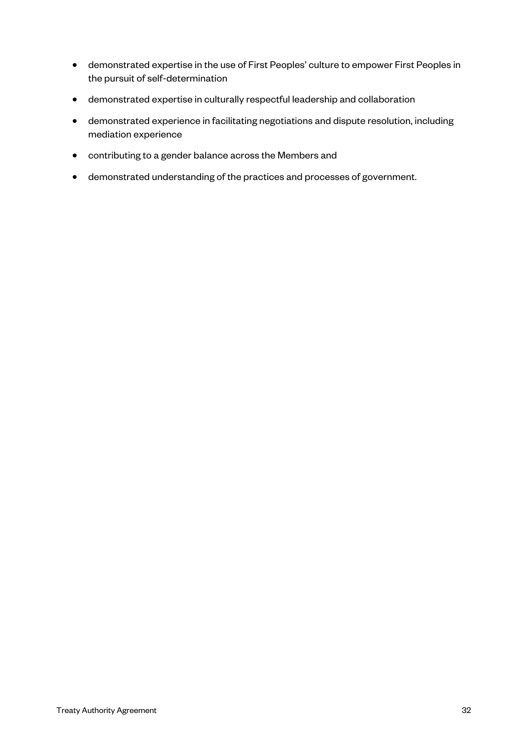- demonstrated expertise in the use of First Peoples' culture to empower First Peoples in the pursuit of self-determination
- demonstrated expertise in culturally respectful leadership and collaboration
- demonstrated experience in facilitating negotiations and dispute resolution, including mediation experience
- contributing to a gender balance across the Members and
- demonstrated understanding of the practices and processes of government.